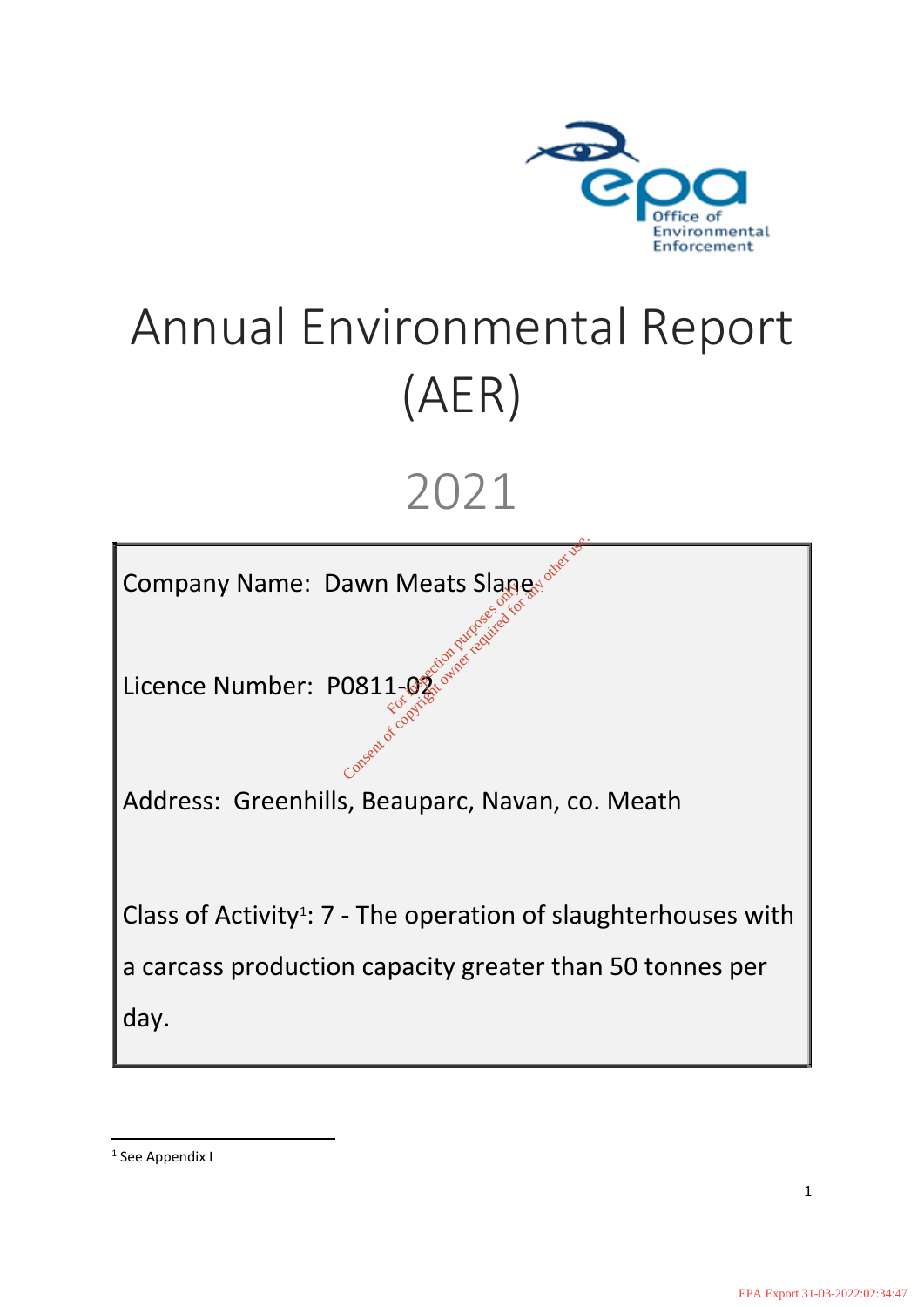# Annual Environmental Report (AER)

## 2021

Company Name: Dawn Meats Slane

Licence Number: P0811-02

Address: Greenhills, Beauparc, Navan, co. Meath

Class of Activity[1]: 7 - The operation of slaughterhouses with a carcass production capacity greater than 50 tonnes per day.

[1] See Appendix I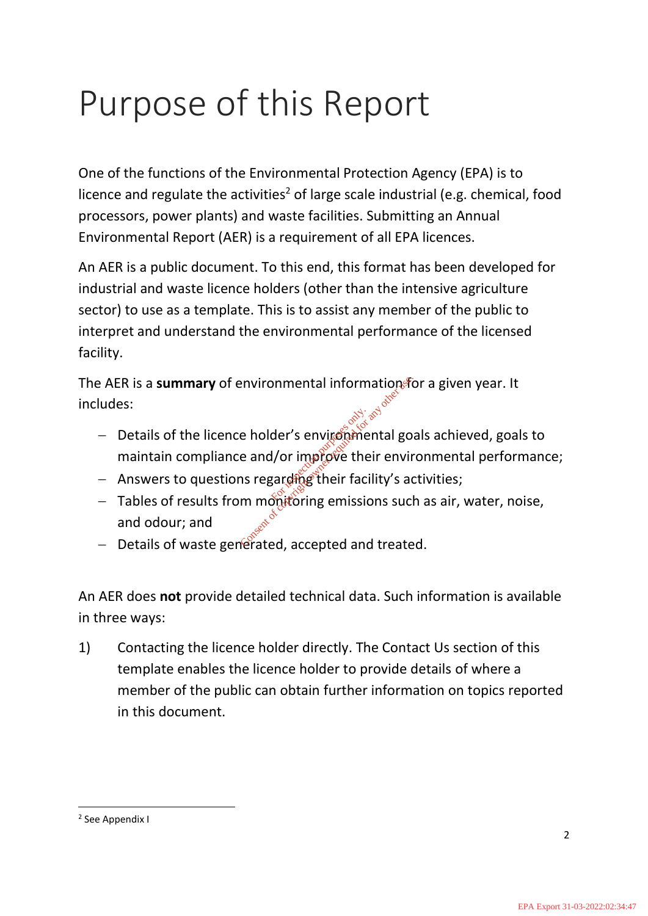# Purpose of this Report

One of the functions of the Environmental Protection Agency (EPA) is to licence and regulate the activities[2] of large scale industrial (e.g. chemical, food processors, power plants) and waste facilities. Submitting an Annual Environmental Report (AER) is a requirement of all EPA licences.

An AER is a public document. To this end, this format has been developed for industrial and waste licence holders (other than the intensive agriculture sector) to use as a template. This is to assist any member of the public to interpret and understand the environmental performance of the licensed facility.

The AER is a **summary** of environmental information for a given year. It includes:

- Details of the licence holder's environmental goals achieved, goals to maintain compliance and/or improve their environmental performance;
- Answers to questions regarding their facility's activities;
- Tables of results from monitoring emissions such as air, water, noise, and odour; and
- Details of waste generated, accepted and treated.

An AER does **not** provide detailed technical data. Such information is available in three ways:

1) Contacting the licence holder directly. The Contact Us section of this template enables the licence holder to provide details of where a member of the public can obtain further information on topics reported in this document.

[2] See Appendix I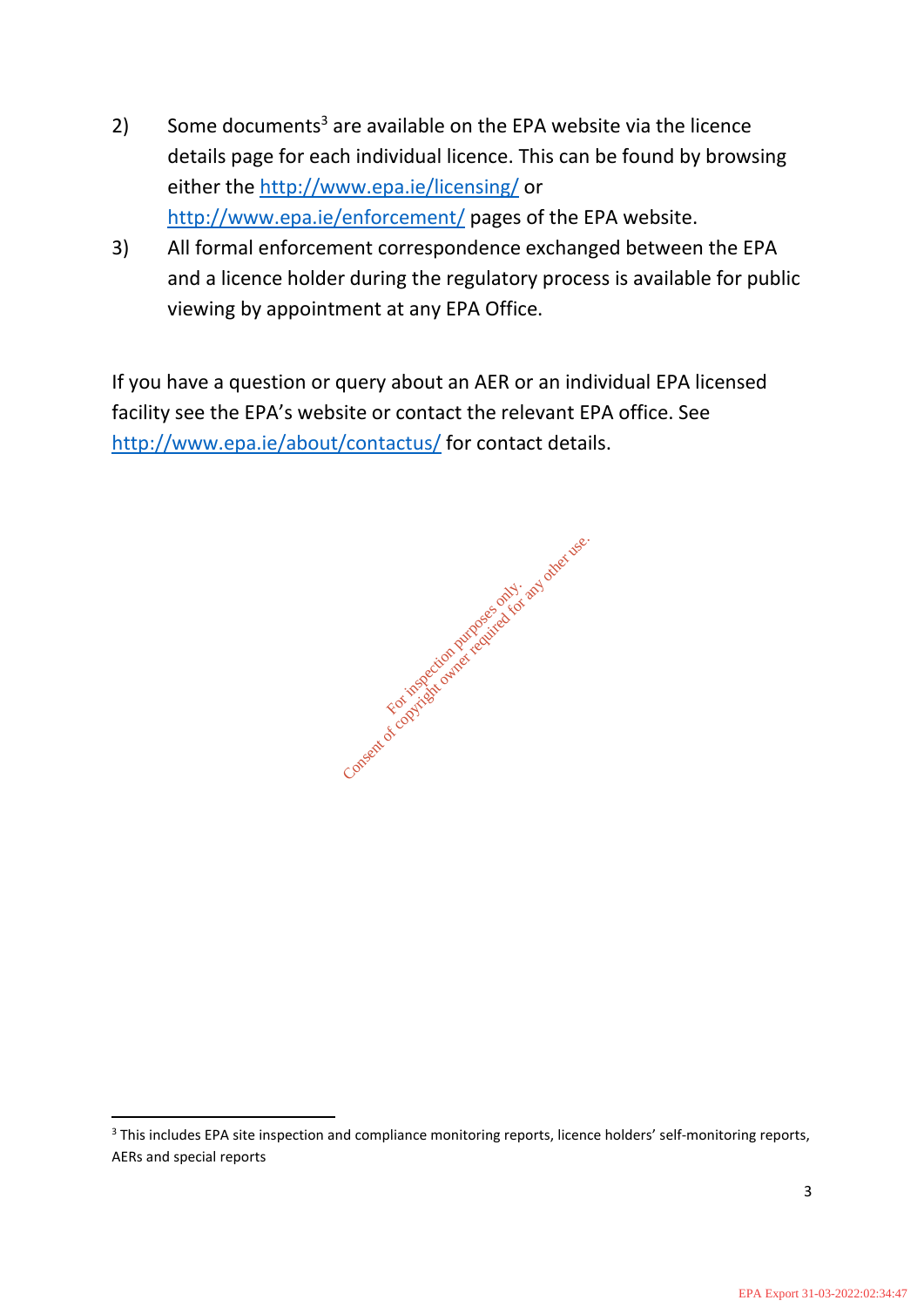2) Some documents[3] are available on the EPA website via the licence details page for each individual licence. This can be found by browsing either the http://www.epa.ie/licensing/ or http://www.epa.ie/enforcement/ pages of the EPA website.

3) All formal enforcement correspondence exchanged between the EPA and a licence holder during the regulatory process is available for public viewing by appointment at any EPA Office.

If you have a question or query about an AER or an individual EPA licensed facility see the EPA's website or contact the relevant EPA office. See http://www.epa.ie/about/contactus/ for contact details.

[3] This includes EPA site inspection and compliance monitoring reports, licence holders' self-monitoring reports, AERs and special reports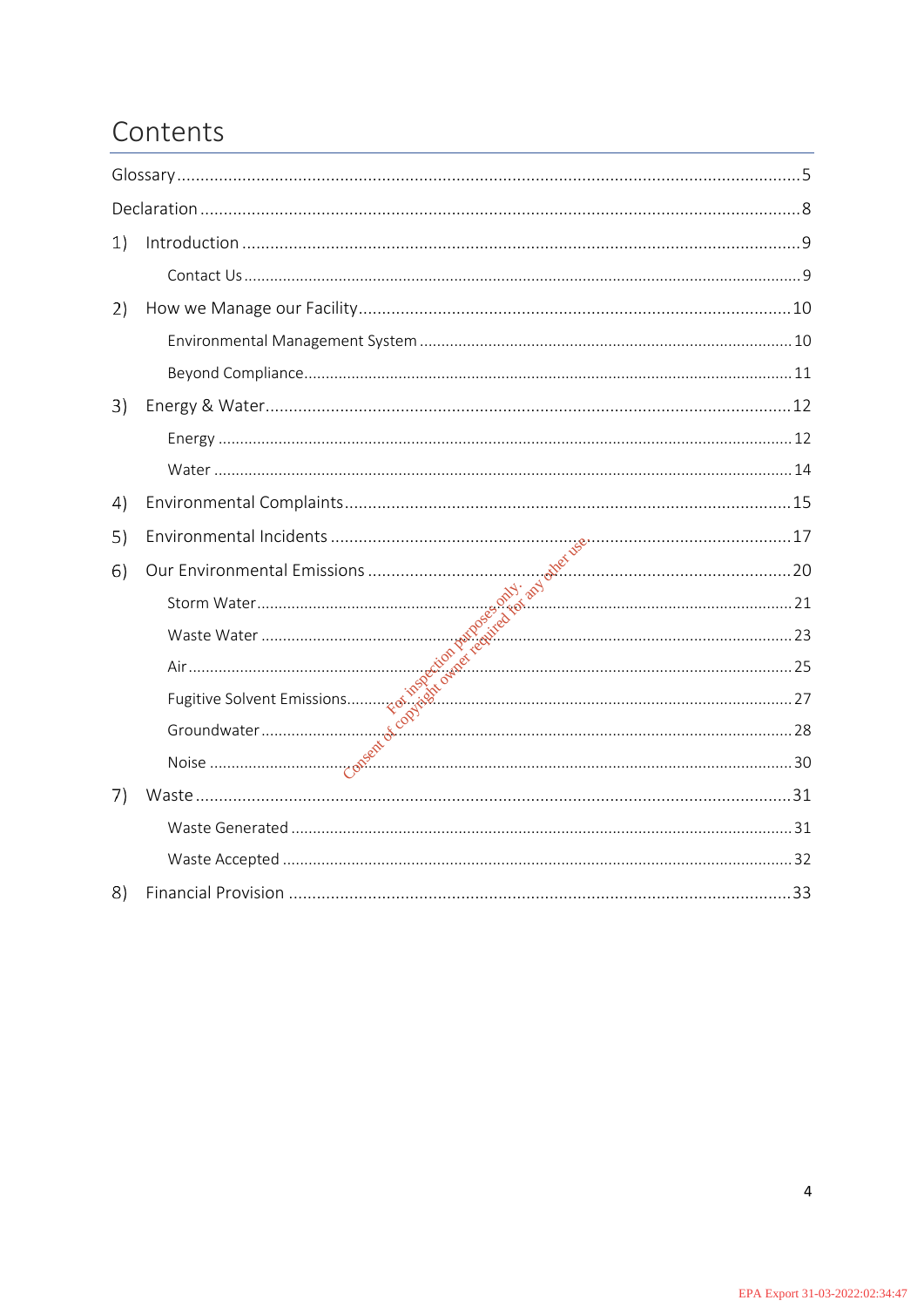# Contents

Glossary ........................................................................ 5

Declaration ..................................................................... 8

1) Introduction ................................................................. 9

   Contact Us .................................................................. 9

2) How we Manage our Facility ................................................. 10

   Environmental Management System ........................................... 10

   Beyond Compliance .......................................................... 11

3) Energy & Water .............................................................. 12

   Energy ...................................................................... 12

   Water ....................................................................... 14

4) Environmental Complaints .................................................... 15

5) Environmental Incidents ..................................................... 17

6) Our Environmental Emissions ................................................. 20

   Storm Water ................................................................. 21

   Waste Water ................................................................. 23

   Air ......................................................................... 25

   Fugitive Solvent Emissions .................................................. 27

   Groundwater ................................................................. 28

   Noise ....................................................................... 30

7) Waste ....................................................................... 31

   Waste Generated ............................................................. 31

   Waste Accepted .............................................................. 32

8) Financial Provision ......................................................... 33

For inspection purposes only. Consent of copyright owner required for any other use.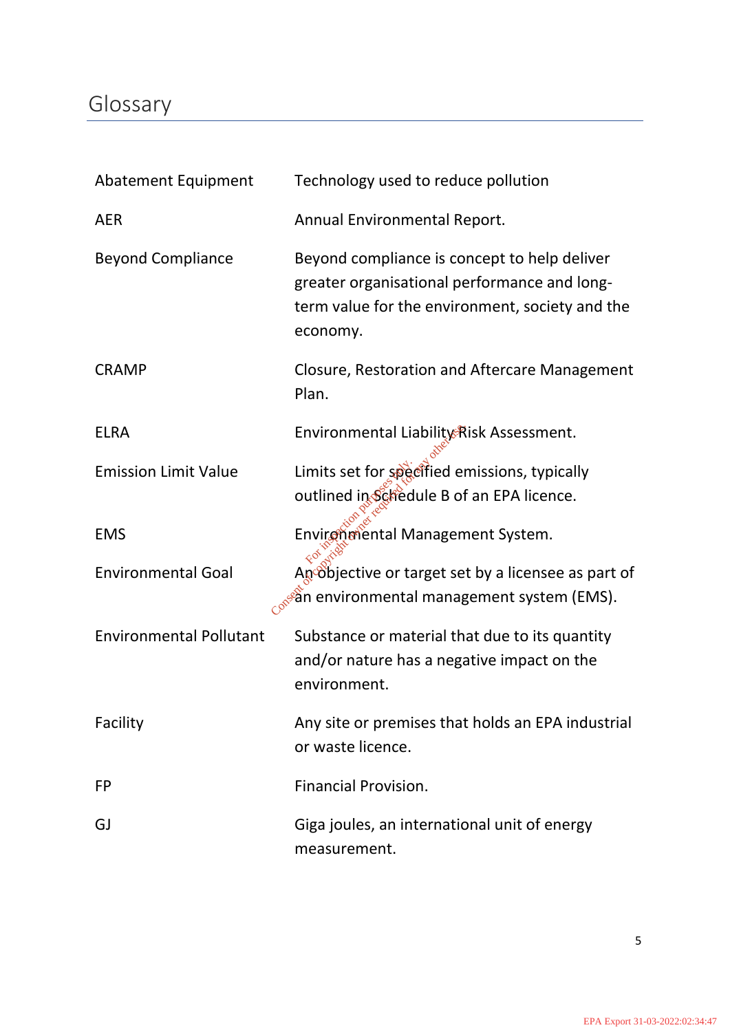# Glossary

| | |
|---|---|
| Abatement Equipment | Technology used to reduce pollution |
| AER | Annual Environmental Report. |
| Beyond Compliance | Beyond compliance is concept to help deliver greater organisational performance and long-term value for the environment, society and the economy. |
| CRAMP | Closure, Restoration and Aftercare Management Plan. |
| ELRA | Environmental Liability Risk Assessment. |
| Emission Limit Value | Limits set for specified emissions, typically outlined in Schedule B of an EPA licence. |
| EMS | Environmental Management System. |
| Environmental Goal | An objective or target set by a licensee as part of an environmental management system (EMS). |
| Environmental Pollutant | Substance or material that due to its quantity and/or nature has a negative impact on the environment. |
| Facility | Any site or premises that holds an EPA industrial or waste licence. |
| FP | Financial Provision. |
| GJ | Giga joules, an international unit of energy measurement. |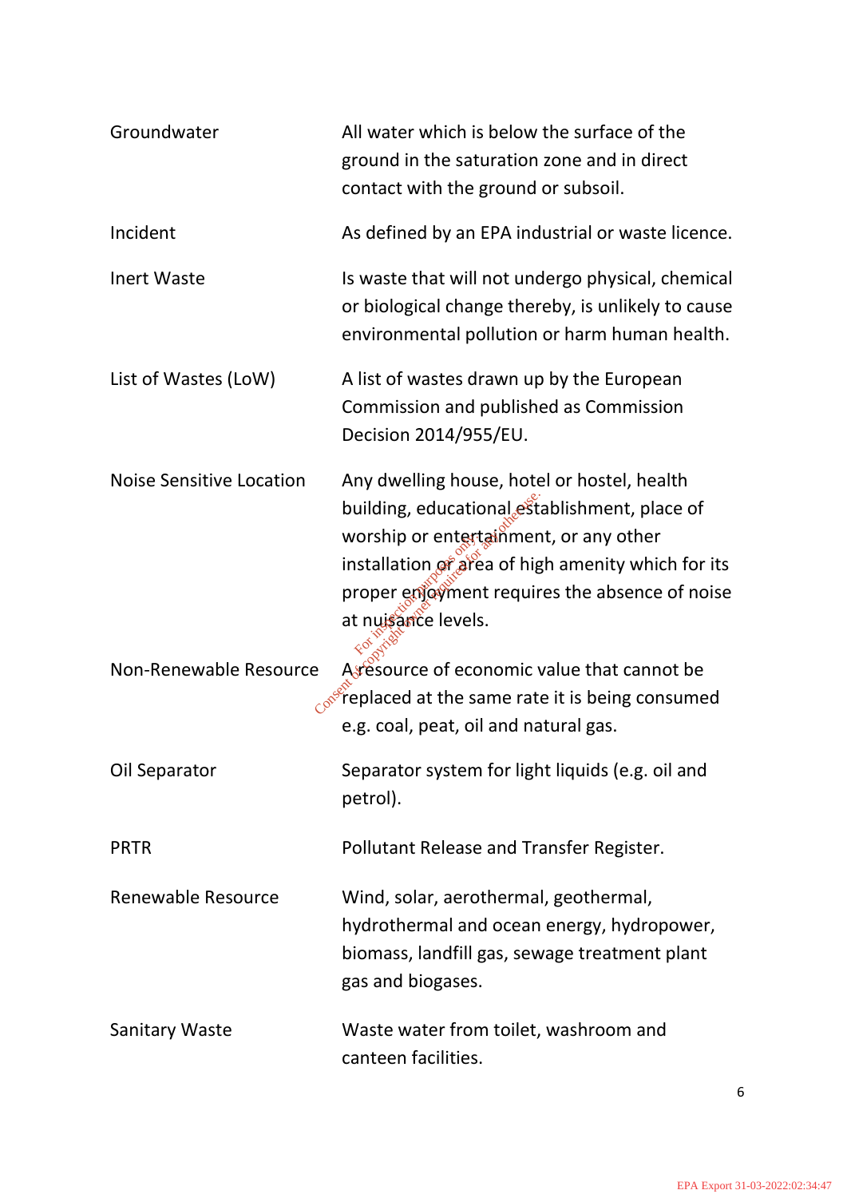| | |
|---|---|
| Groundwater | All water which is below the surface of the ground in the saturation zone and in direct contact with the ground or subsoil. |
| Incident | As defined by an EPA industrial or waste licence. |
| Inert Waste | Is waste that will not undergo physical, chemical or biological change thereby, is unlikely to cause environmental pollution or harm human health. |
| List of Wastes (LoW) | A list of wastes drawn up by the European Commission and published as Commission Decision 2014/955/EU. |
| Noise Sensitive Location | Any dwelling house, hotel or hostel, health building, educational establishment, place of worship or entertainment, or any other installation or area of high amenity which for its proper enjoyment requires the absence of noise at nuisance levels. |
| Non-Renewable Resource | A resource of economic value that cannot be replaced at the same rate it is being consumed e.g. coal, peat, oil and natural gas. |
| Oil Separator | Separator system for light liquids (e.g. oil and petrol). |
| PRTR | Pollutant Release and Transfer Register. |
| Renewable Resource | Wind, solar, aerothermal, geothermal, hydrothermal and ocean energy, hydropower, biomass, landfill gas, sewage treatment plant gas and biogases. |
| Sanitary Waste | Waste water from toilet, washroom and canteen facilities. |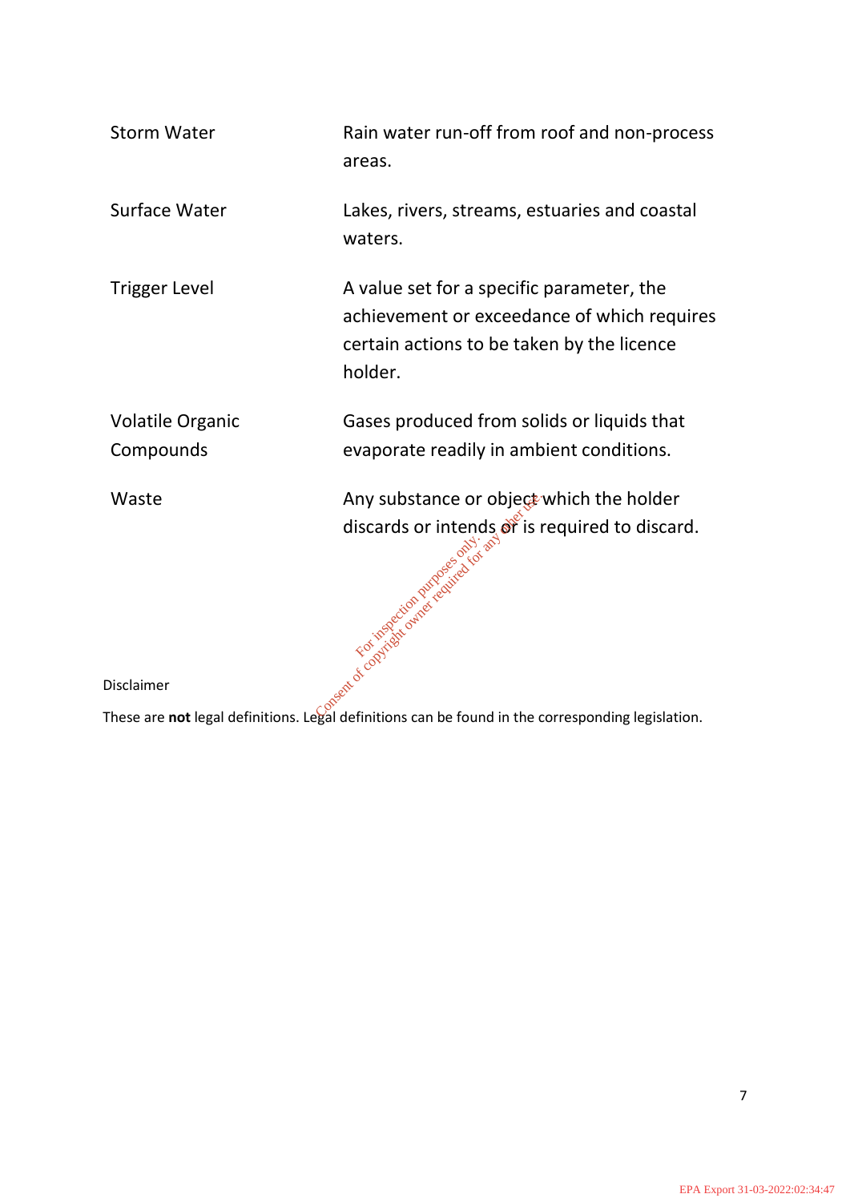| | |
|---|---|
| Storm Water | Rain water run-off from roof and non-process areas. |
| Surface Water | Lakes, rivers, streams, estuaries and coastal waters. |
| Trigger Level | A value set for a specific parameter, the achievement or exceedance of which requires certain actions to be taken by the licence holder. |
| Volatile Organic Compounds | Gases produced from solids or liquids that evaporate readily in ambient conditions. |
| Waste | Any substance or object which the holder discards or intends or is required to discard. |

Disclaimer

These are **not** legal definitions. Legal definitions can be found in the corresponding legislation.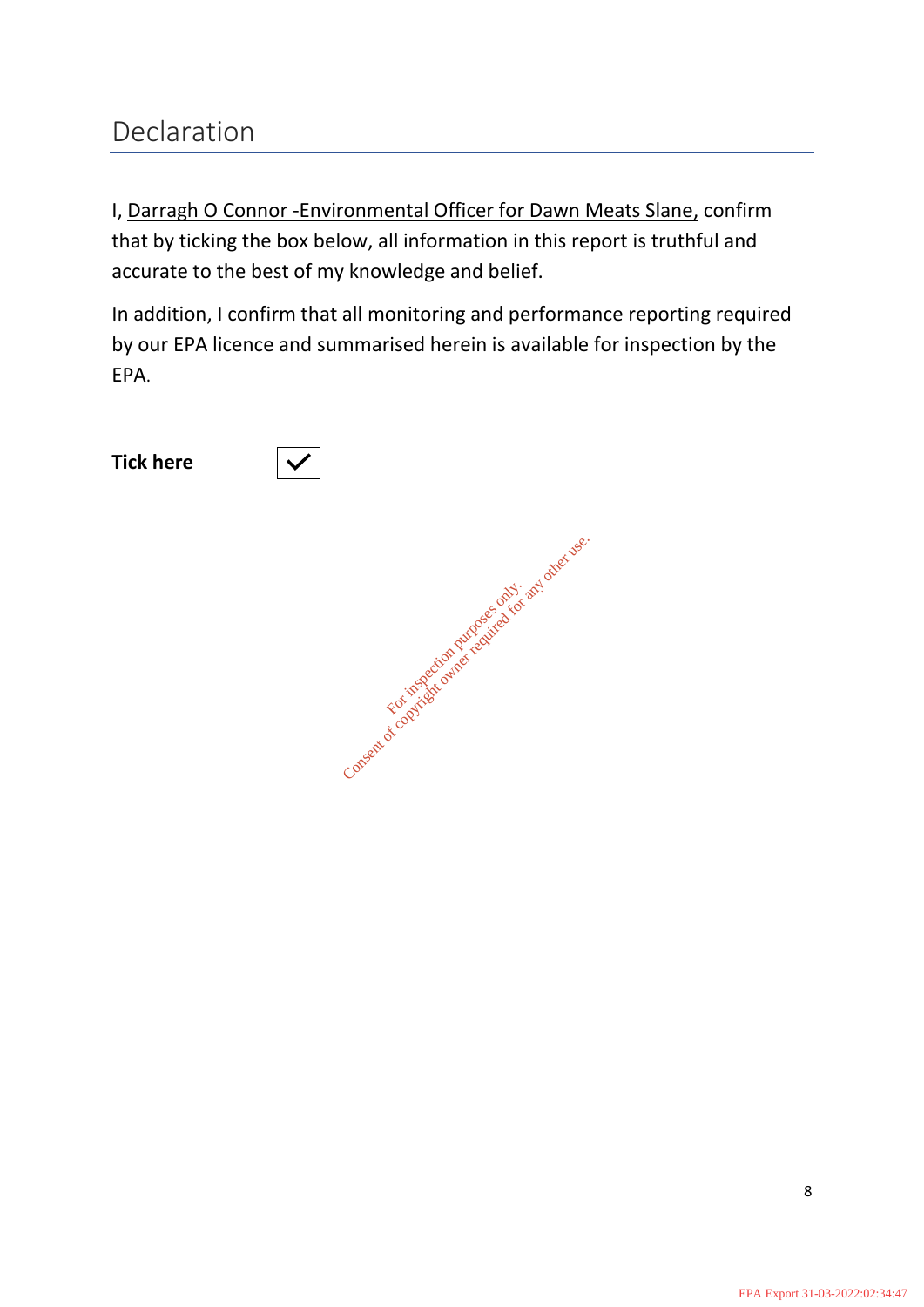# Declaration

I, Darragh O Connor -Environmental Officer for Dawn Meats Slane, confirm that by ticking the box below, all information in this report is truthful and accurate to the best of my knowledge and belief.

In addition, I confirm that all monitoring and performance reporting required by our EPA licence and summarised herein is available for inspection by the EPA.

**Tick here** ☑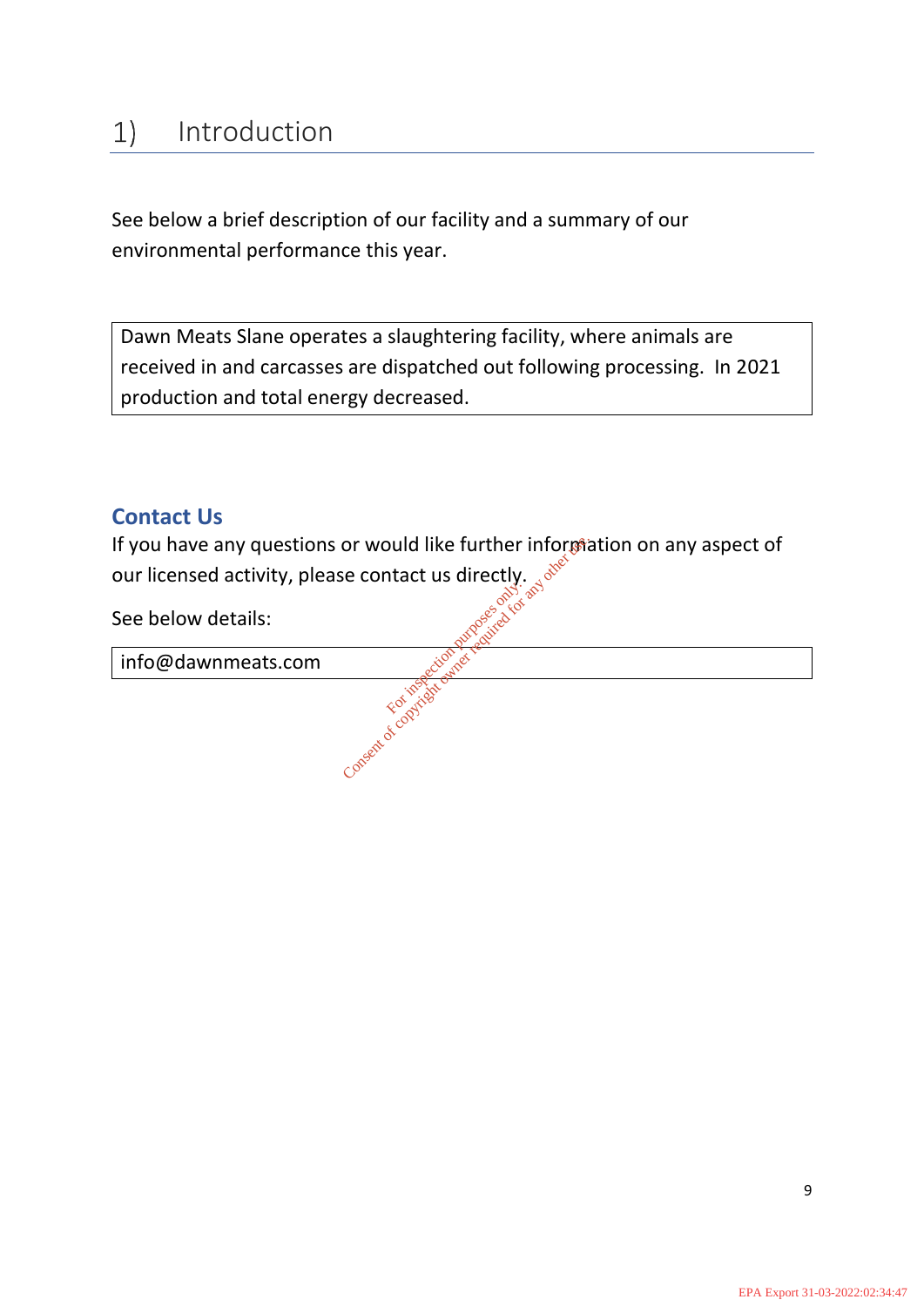# 1) Introduction

See below a brief description of our facility and a summary of our environmental performance this year.

| Dawn Meats Slane operates a slaughtering facility, where animals are received in and carcasses are dispatched out following processing. In 2021 production and total energy decreased. |
|---|

## Contact Us

If you have any questions or would like further information on any aspect of our licensed activity, please contact us directly.

See below details:

| info@dawnmeats.com |
|---|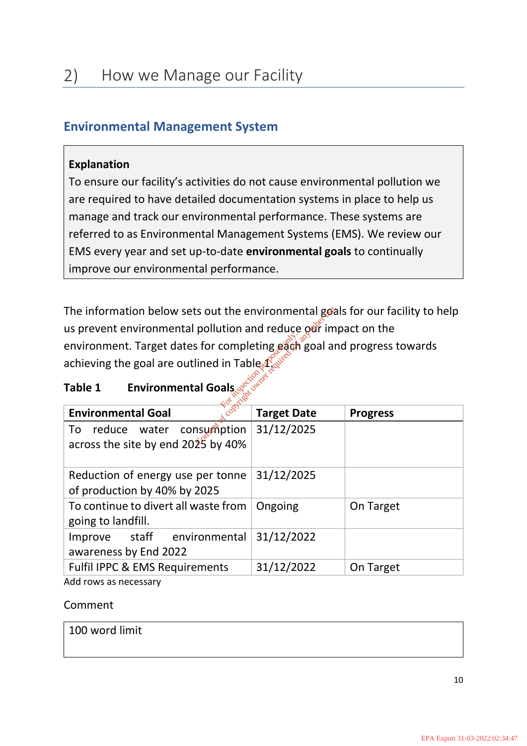## 2) How we Manage our Facility

### Environmental Management System

**Explanation**
To ensure our facility's activities do not cause environmental pollution we are required to have detailed documentation systems in place to help us manage and track our environmental performance. These systems are referred to as Environmental Management Systems (EMS). We review our EMS every year and set up-to-date **environmental goals** to continually improve our environmental performance.

The information below sets out the environmental goals for our facility to help us prevent environmental pollution and reduce our impact on the environment. Target dates for completing each goal and progress towards achieving the goal are outlined in Table 1.

**Table 1 Environmental Goals**

| Environmental Goal | Target Date | Progress |
|---|---|---|
| To reduce water consumption across the site by end 2025 by 40% | 31/12/2025 | |
| Reduction of energy use per tonne of production by 40% by 2025 | 31/12/2025 | |
| To continue to divert all waste from going to landfill. | Ongoing | On Target |
| Improve staff environmental awareness by End 2022 | 31/12/2022 | |
| Fulfil IPPC & EMS Requirements | 31/12/2022 | On Target |

Add rows as necessary

Comment

100 word limit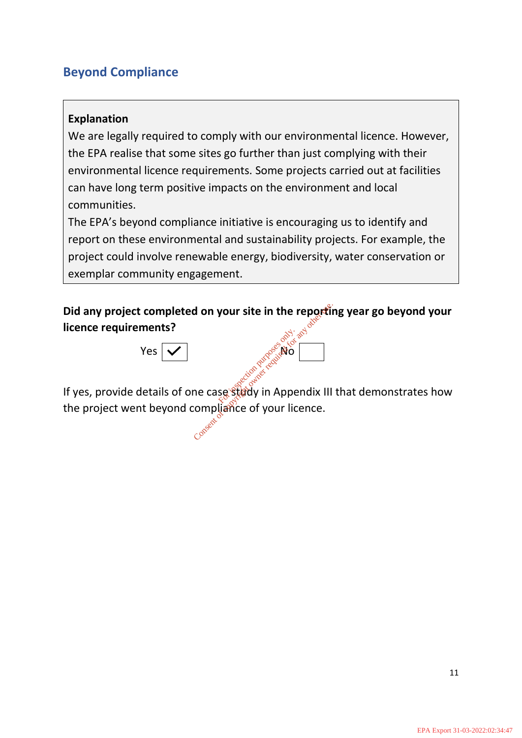## Beyond Compliance

**Explanation**

We are legally required to comply with our environmental licence. However, the EPA realise that some sites go further than just complying with their environmental licence requirements. Some projects carried out at facilities can have long term positive impacts on the environment and local communities.

The EPA's beyond compliance initiative is encouraging us to identify and report on these environmental and sustainability projects. For example, the project could involve renewable energy, biodiversity, water conservation or exemplar community engagement.

**Did any project completed on your site in the reporting year go beyond your licence requirements?**

Yes ☑ No ☐

If yes, provide details of one case study in Appendix III that demonstrates how the project went beyond compliance of your licence.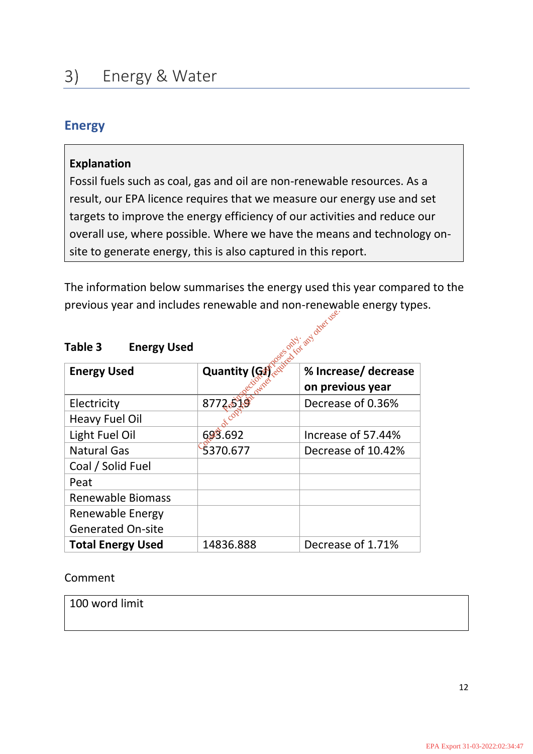# 3) Energy & Water

## Energy

> **Explanation**
> Fossil fuels such as coal, gas and oil are non-renewable resources. As a result, our EPA licence requires that we measure our energy use and set targets to improve the energy efficiency of our activities and reduce our overall use, where possible. Where we have the means and technology on-site to generate energy, this is also captured in this report.

The information below summarises the energy used this year compared to the previous year and includes renewable and non-renewable energy types.

**Table 3 Energy Used**

| Energy Used | Quantity (GJ) | % Increase/ decrease on previous year |
|---|---|---|
| Electricity | 8772.519 | Decrease of 0.36% |
| Heavy Fuel Oil | | |
| Light Fuel Oil | 693.692 | Increase of 57.44% |
| Natural Gas | 5370.677 | Decrease of 10.42% |
| Coal / Solid Fuel | | |
| Peat | | |
| Renewable Biomass | | |
| Renewable Energy Generated On-site | | |
| **Total Energy Used** | 14836.888 | Decrease of 1.71% |

Comment

| 100 word limit |
|---|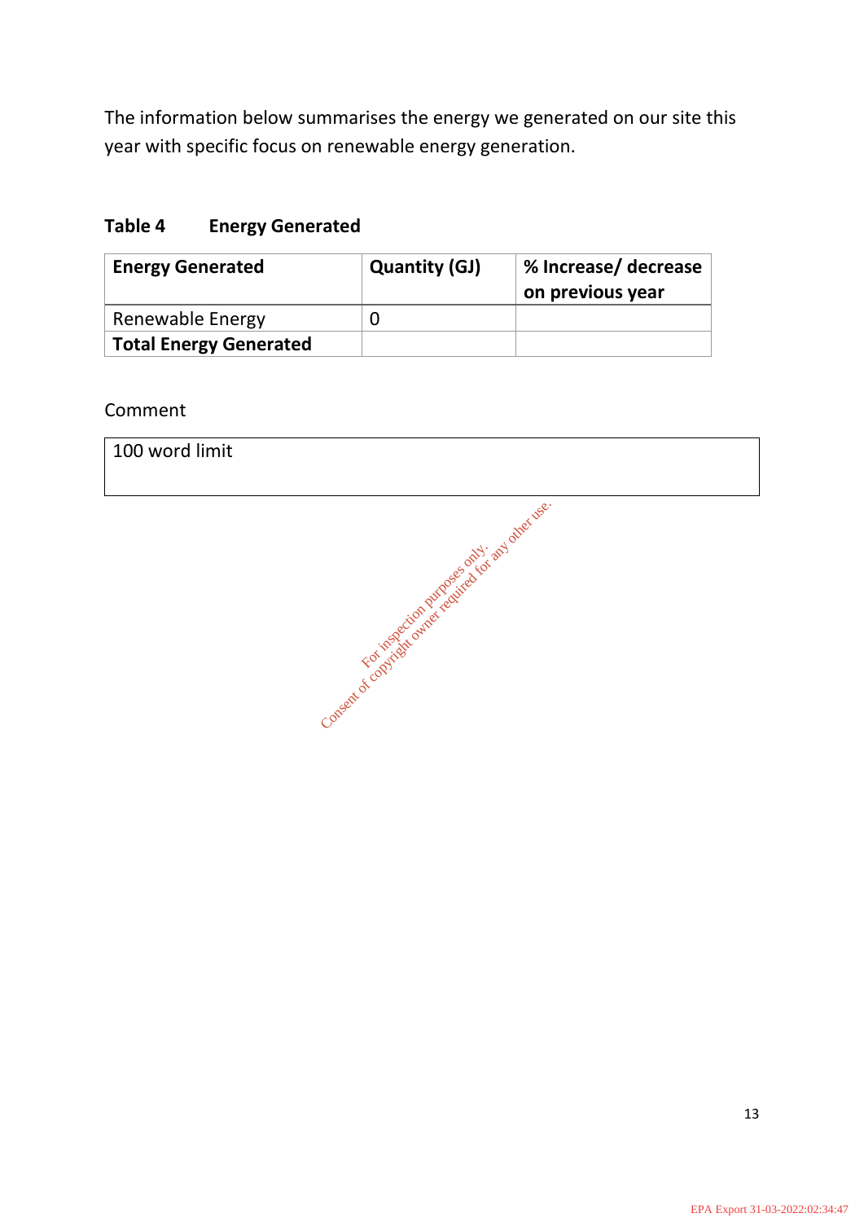The information below summarises the energy we generated on our site this year with specific focus on renewable energy generation.

**Table 4 Energy Generated**

| Energy Generated | Quantity (GJ) | % Increase/ decrease on previous year |
|---|---|---|
| Renewable Energy | 0 | |
| **Total Energy Generated** | | |

Comment

| 100 word limit |
|---|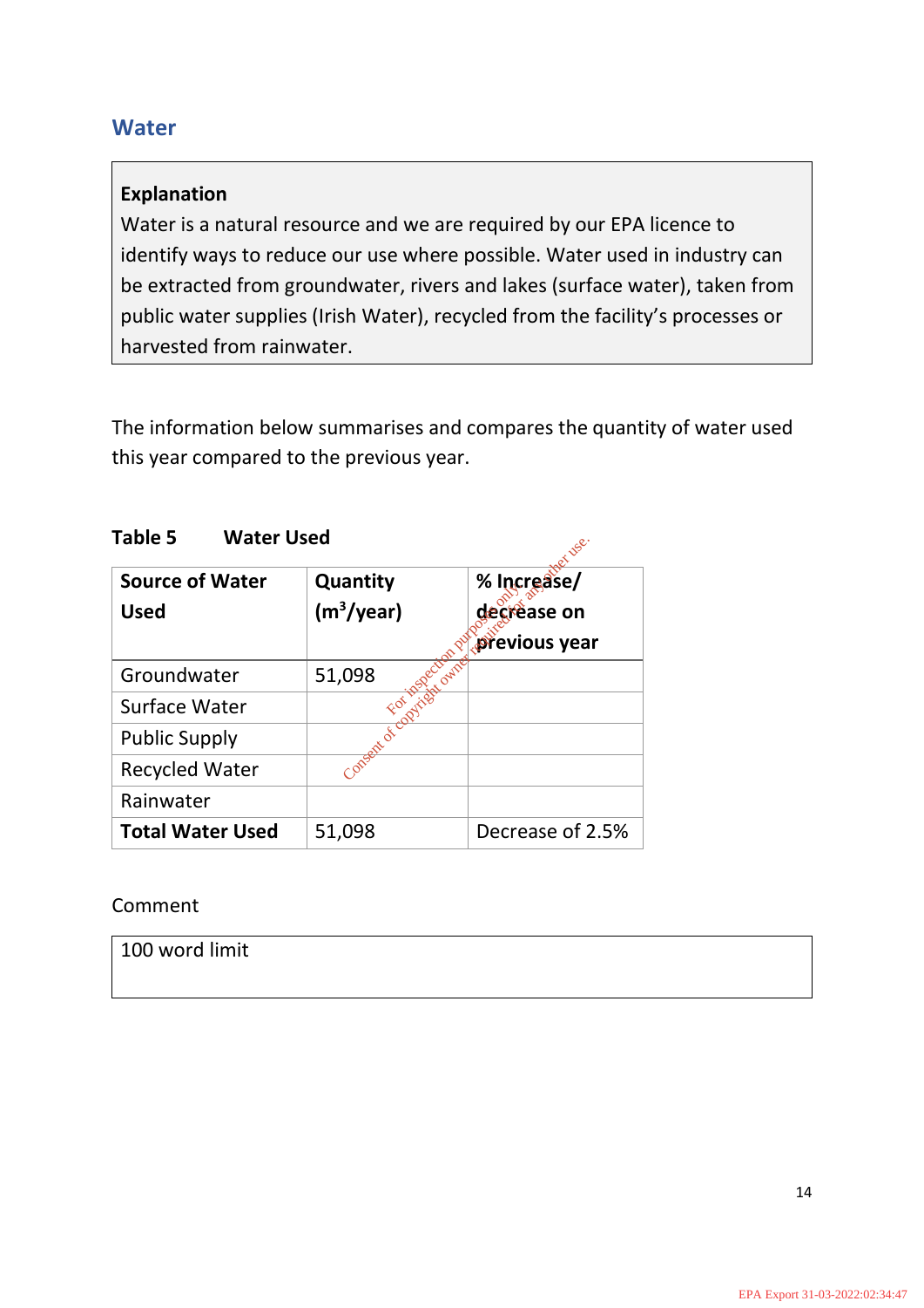## Water

> **Explanation**
> Water is a natural resource and we are required by our EPA licence to identify ways to reduce our use where possible. Water used in industry can be extracted from groundwater, rivers and lakes (surface water), taken from public water supplies (Irish Water), recycled from the facility's processes or harvested from rainwater.

The information below summarises and compares the quantity of water used this year compared to the previous year.

**Table 5 Water Used**

| Source of Water Used | Quantity ($m^3$/year) | % Increase/ decrease on previous year |
|---|---|---|
| Groundwater | 51,098 | |
| Surface Water | | |
| Public Supply | | |
| Recycled Water | | |
| Rainwater | | |
| **Total Water Used** | 51,098 | Decrease of 2.5% |

Comment

> 100 word limit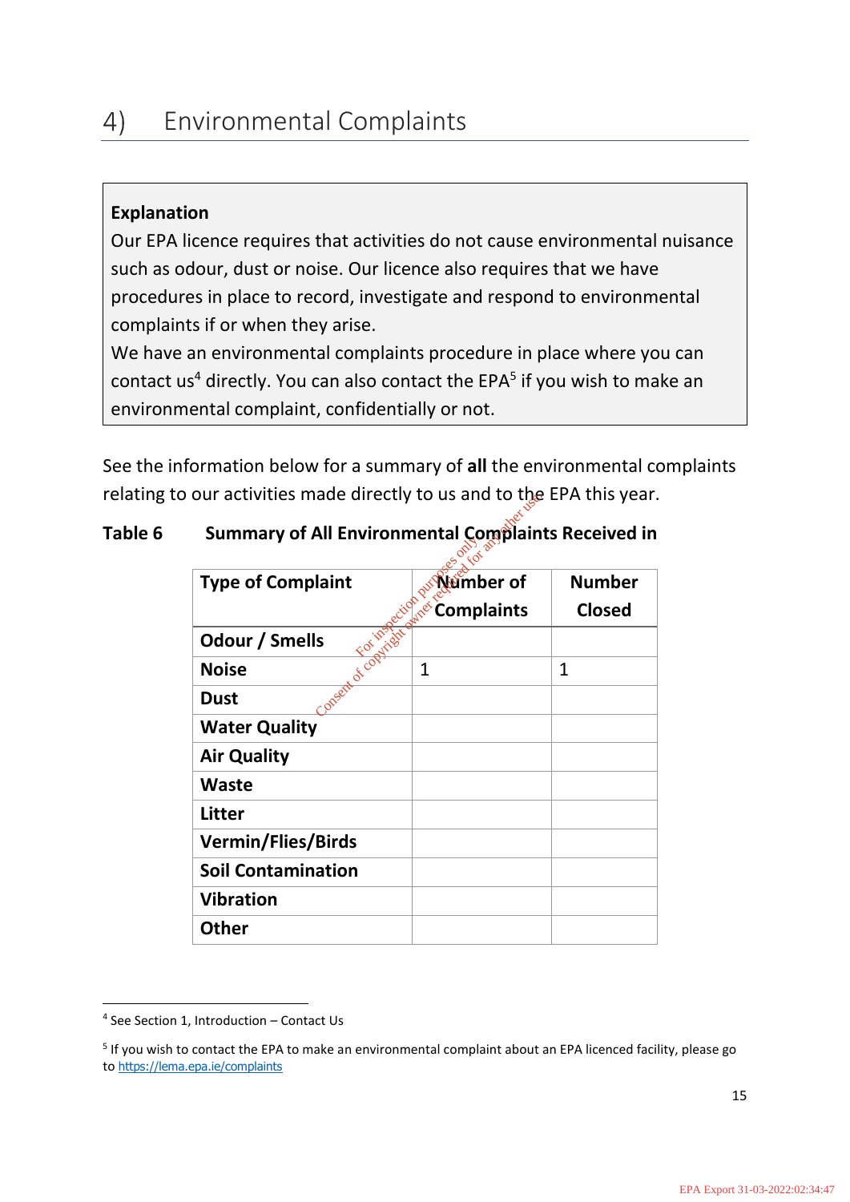# 4) Environmental Complaints

**Explanation**
Our EPA licence requires that activities do not cause environmental nuisance such as odour, dust or noise. Our licence also requires that we have procedures in place to record, investigate and respond to environmental complaints if or when they arise.
We have an environmental complaints procedure in place where you can contact us[4] directly. You can also contact the EPA[5] if you wish to make an environmental complaint, confidentially or not.

See the information below for a summary of **all** the environmental complaints relating to our activities made directly to us and to the EPA this year.

**Table 6 Summary of All Environmental Complaints Received in**

| Type of Complaint | Number of Complaints | Number Closed |
|---|---|---|
| **Odour / Smells** | | |
| **Noise** | 1 | 1 |
| **Dust** | | |
| **Water Quality** | | |
| **Air Quality** | | |
| **Waste** | | |
| **Litter** | | |
| **Vermin/Flies/Birds** | | |
| **Soil Contamination** | | |
| **Vibration** | | |
| **Other** | | |

[4] See Section 1, Introduction – Contact Us

[5] If you wish to contact the EPA to make an environmental complaint about an EPA licenced facility, please go to https://lema.epa.ie/complaints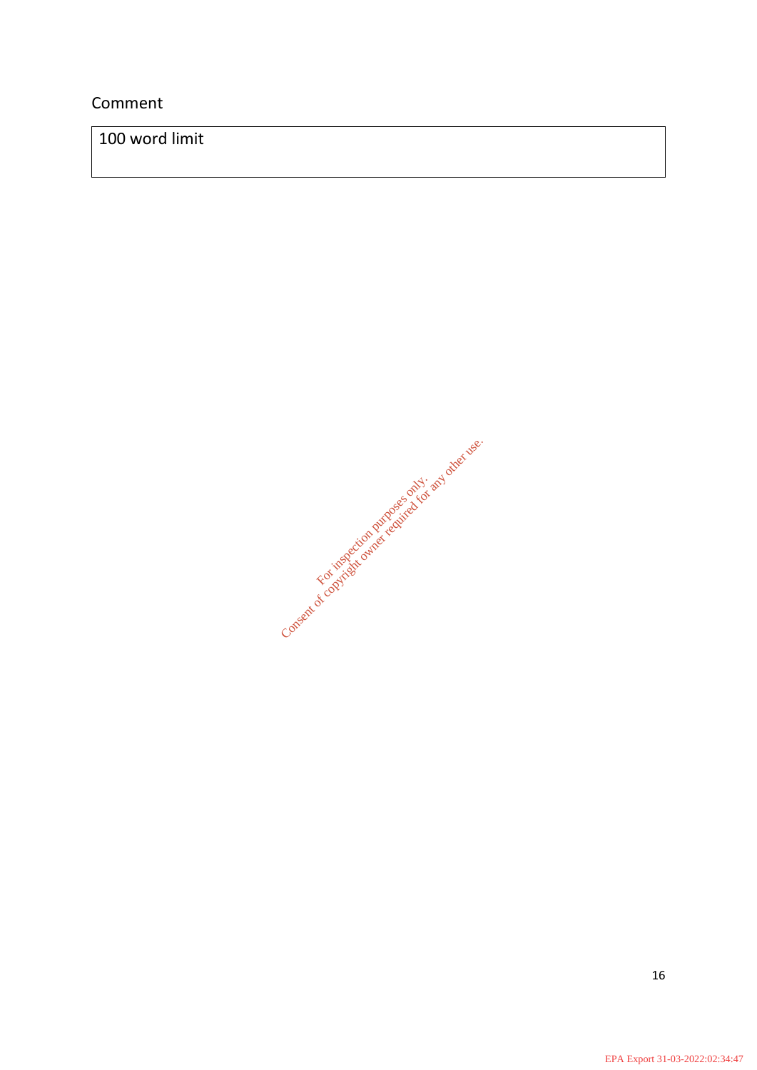Comment

| 100 word limit |
|---|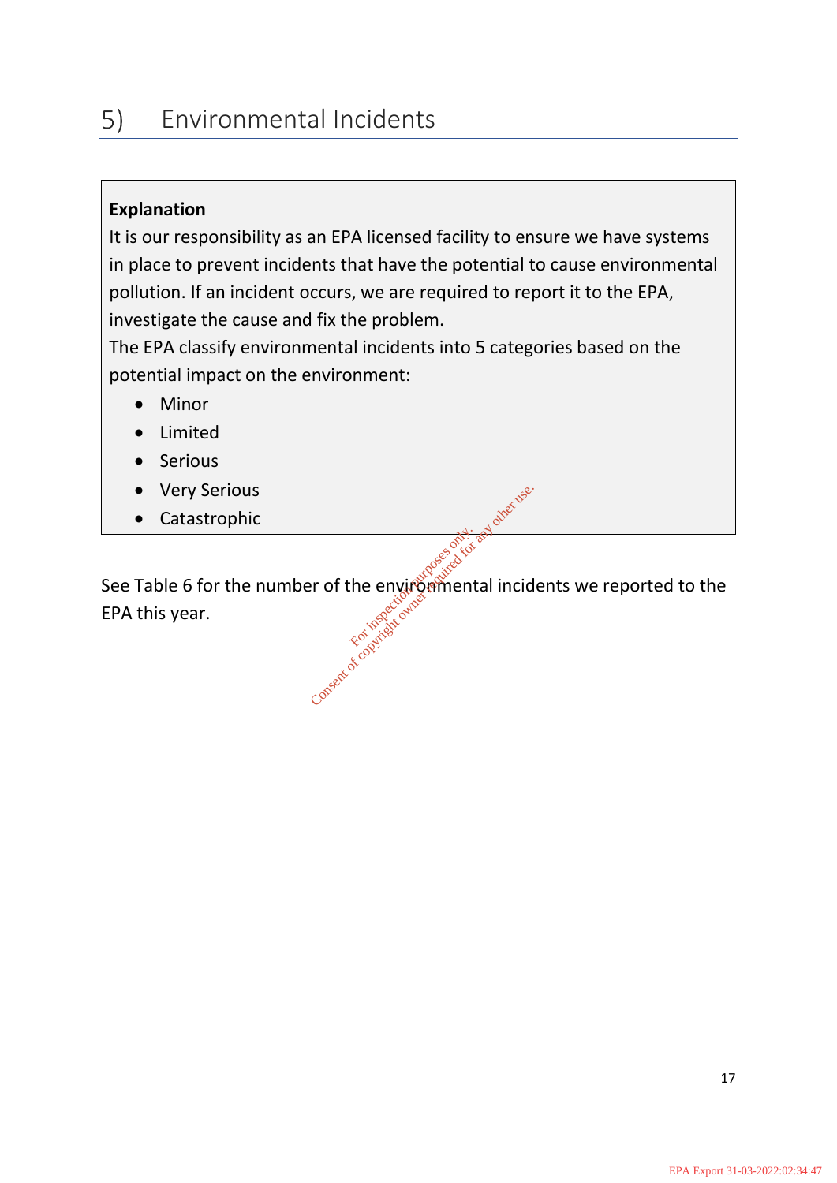## 5) Environmental Incidents

**Explanation**

It is our responsibility as an EPA licensed facility to ensure we have systems in place to prevent incidents that have the potential to cause environmental pollution. If an incident occurs, we are required to report it to the EPA, investigate the cause and fix the problem.

The EPA classify environmental incidents into 5 categories based on the potential impact on the environment:

- Minor
- Limited
- Serious
- Very Serious
- Catastrophic

See Table 6 for the number of the environmental incidents we reported to the EPA this year.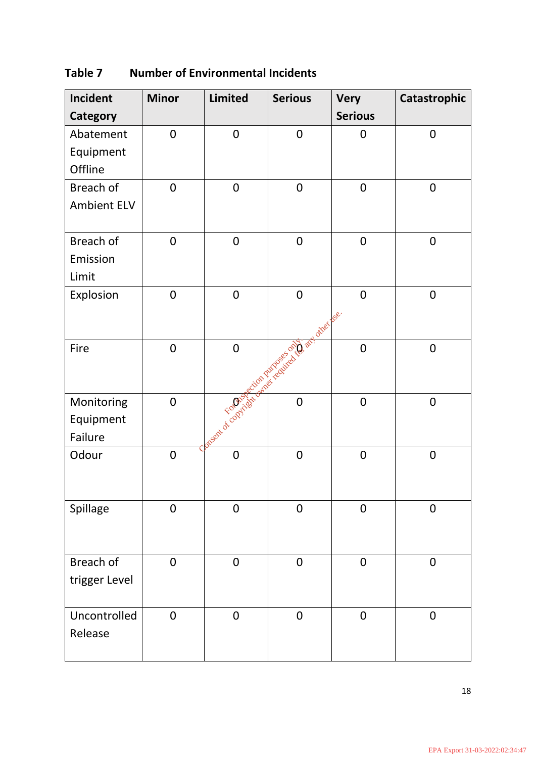**Table 7 Number of Environmental Incidents**

| Incident Category | Minor | Limited | Serious | Very Serious | Catastrophic |
|---|---|---|---|---|---|
| Abatement Equipment Offline | 0 | 0 | 0 | 0 | 0 |
| Breach of Ambient ELV | 0 | 0 | 0 | 0 | 0 |
| Breach of Emission Limit | 0 | 0 | 0 | 0 | 0 |
| Explosion | 0 | 0 | 0 | 0 | 0 |
| Fire | 0 | 0 | 0 | 0 | 0 |
| Monitoring Equipment Failure | 0 | 0 | 0 | 0 | 0 |
| Odour | 0 | 0 | 0 | 0 | 0 |
| Spillage | 0 | 0 | 0 | 0 | 0 |
| Breach of trigger Level | 0 | 0 | 0 | 0 | 0 |
| Uncontrolled Release | 0 | 0 | 0 | 0 | 0 |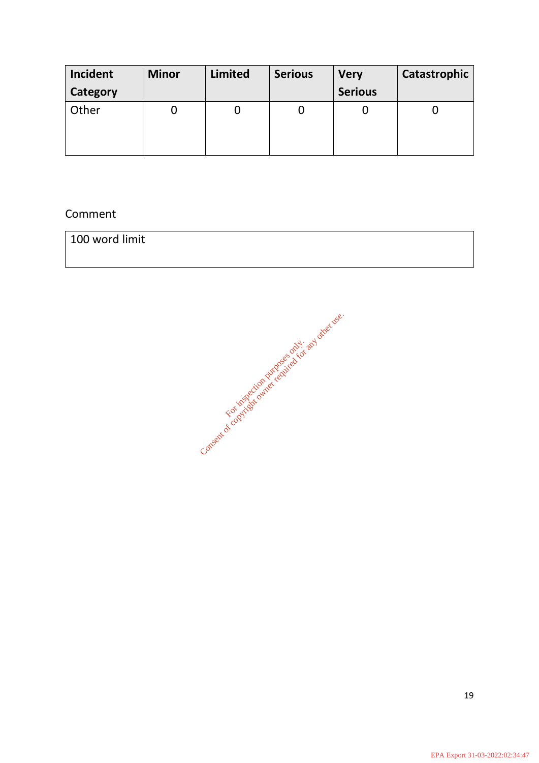| Incident Category | Minor | Limited | Serious | Very Serious | Catastrophic |
|---|---|---|---|---|---|
| Other | 0 | 0 | 0 | 0 | 0 |

Comment

| 100 word limit |
|---|

For inspection purposes only.
Consent of copyright owner required for any other use.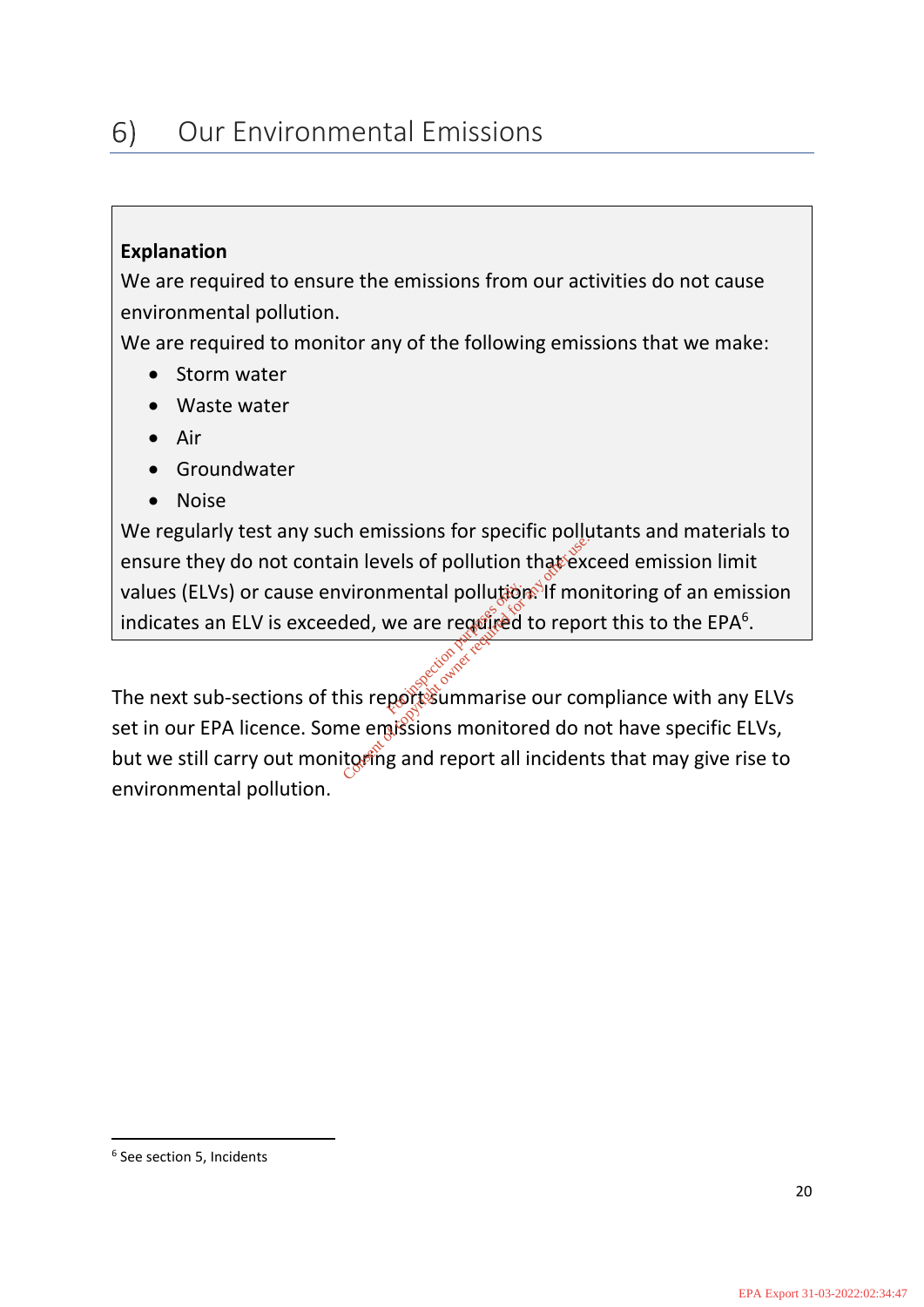# 6) Our Environmental Emissions

**Explanation**

We are required to ensure the emissions from our activities do not cause environmental pollution.

We are required to monitor any of the following emissions that we make:

- Storm water
- Waste water
- Air
- Groundwater
- Noise

We regularly test any such emissions for specific pollutants and materials to ensure they do not contain levels of pollution that exceed emission limit values (ELVs) or cause environmental pollution. If monitoring of an emission indicates an ELV is exceeded, we are required to report this to the EPA[6].

The next sub-sections of this report summarise our compliance with any ELVs set in our EPA licence. Some emissions monitored do not have specific ELVs, but we still carry out monitoring and report all incidents that may give rise to environmental pollution.

---

[6] See section 5, Incidents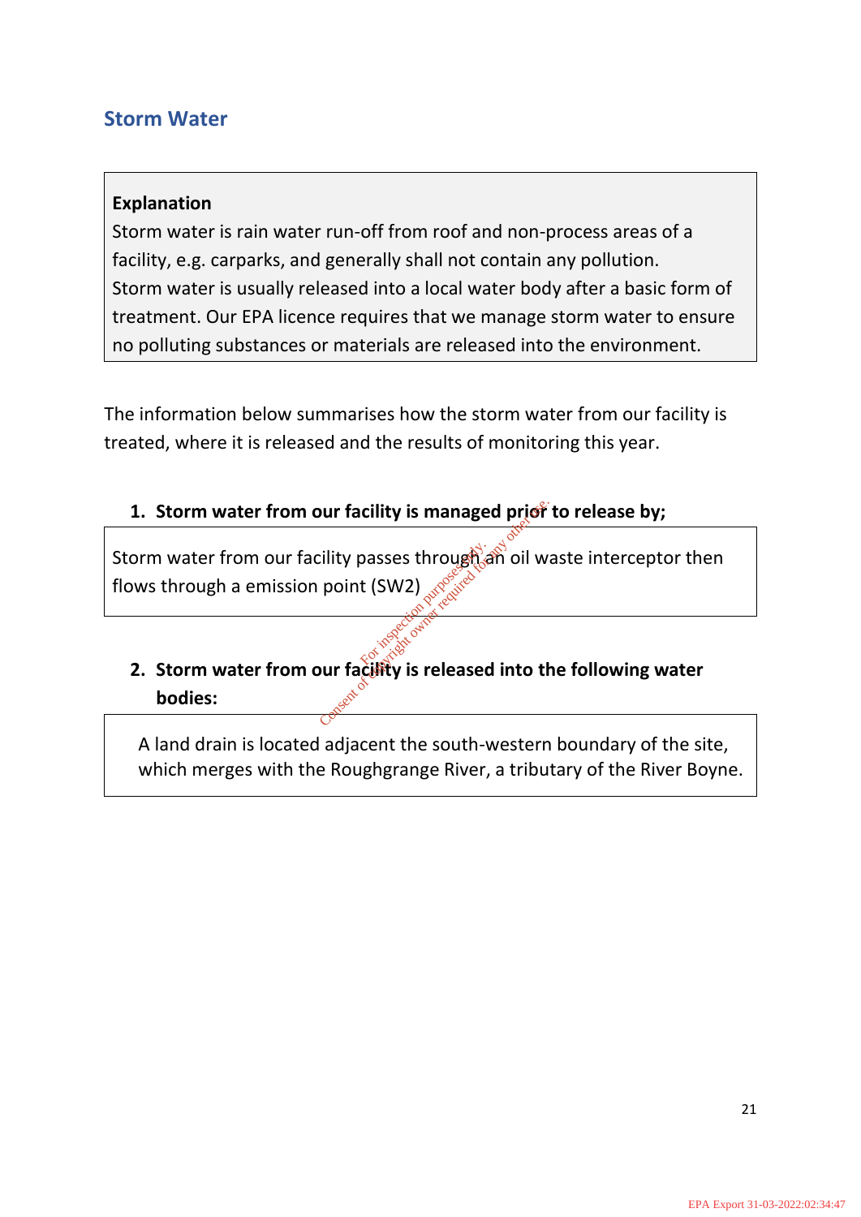## Storm Water

**Explanation**
Storm water is rain water run-off from roof and non-process areas of a facility, e.g. carparks, and generally shall not contain any pollution.
Storm water is usually released into a local water body after a basic form of treatment. Our EPA licence requires that we manage storm water to ensure no polluting substances or materials are released into the environment.

The information below summarises how the storm water from our facility is treated, where it is released and the results of monitoring this year.

1. **Storm water from our facility is managed prior to release by;**

Storm water from our facility passes through an oil waste interceptor then flows through a emission point (SW2)

2. **Storm water from our facility is released into the following water bodies:**

A land drain is located adjacent the south-western boundary of the site, which merges with the Roughgrange River, a tributary of the River Boyne.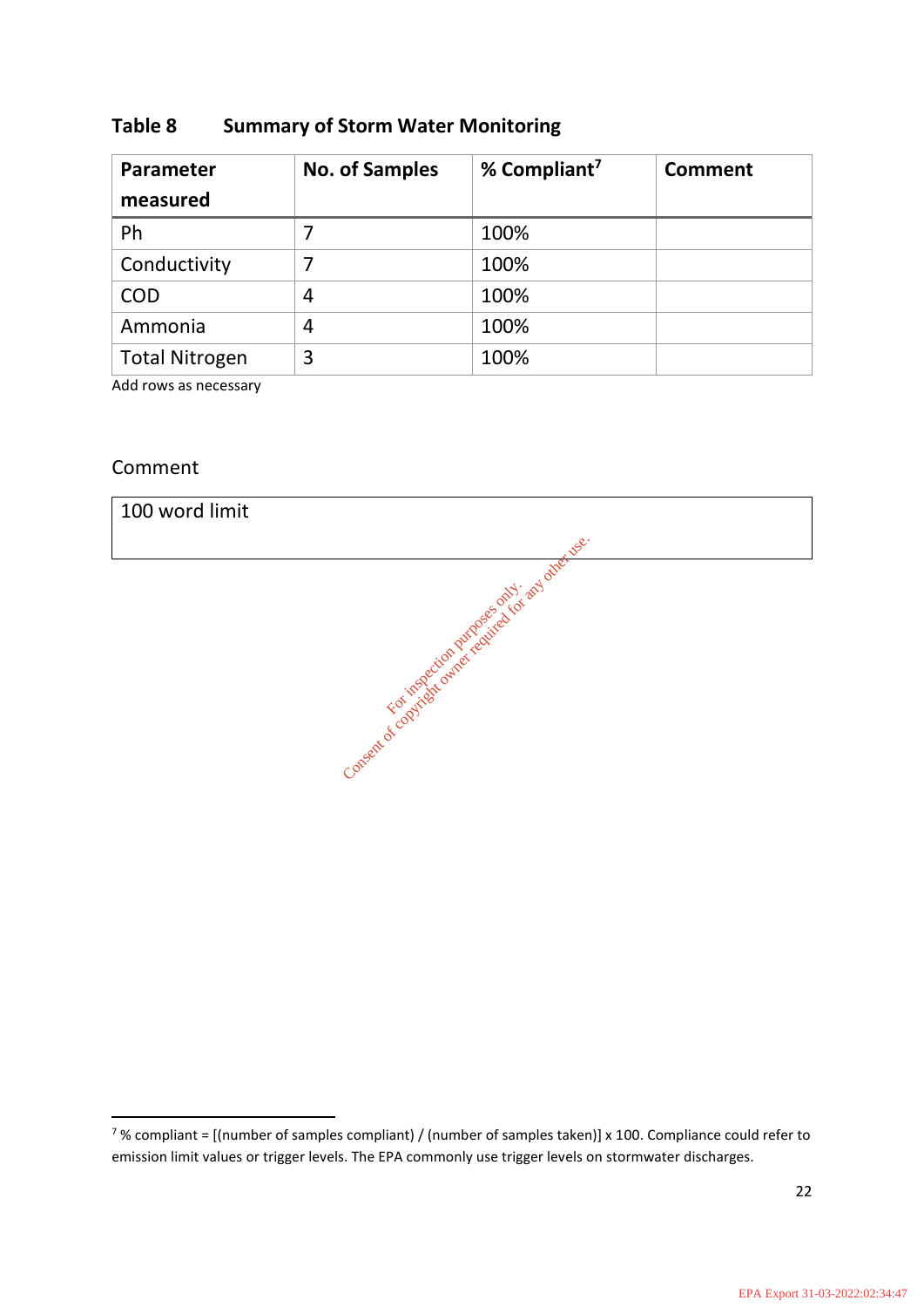**Table 8 Summary of Storm Water Monitoring**

| Parameter measured | No. of Samples | % Compliant[7] | Comment |
|---|---|---|---|
| Ph | 7 | 100% | |
| Conductivity | 7 | 100% | |
| COD | 4 | 100% | |
| Ammonia | 4 | 100% | |
| Total Nitrogen | 3 | 100% | |

Add rows as necessary

Comment

| 100 word limit |
|---|

[7] % compliant = [(number of samples compliant) / (number of samples taken)] x 100. Compliance could refer to emission limit values or trigger levels. The EPA commonly use trigger levels on stormwater discharges.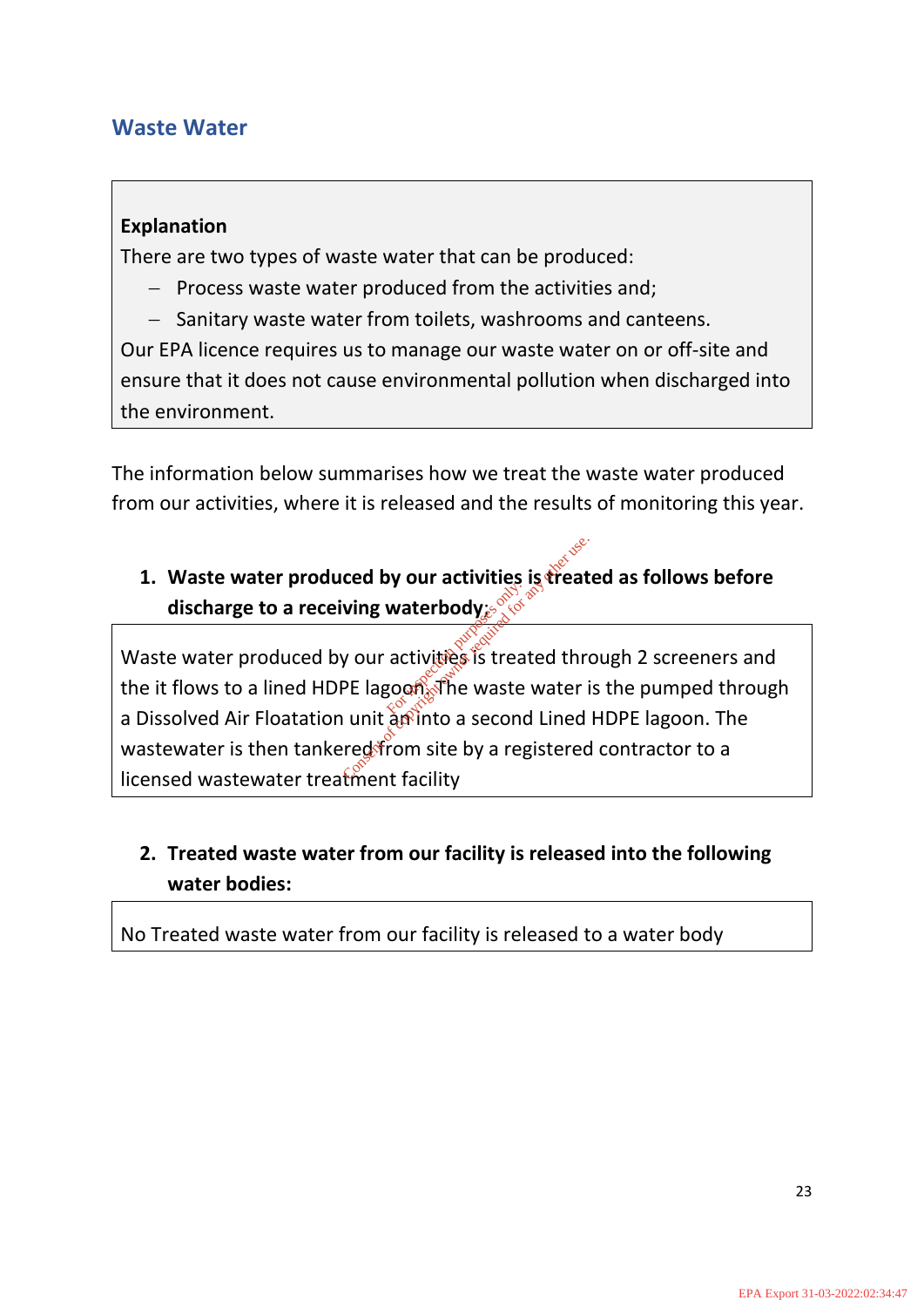## Waste Water

| **Explanation**<br>There are two types of waste water that can be produced:<br>– Process waste water produced from the activities and;<br>– Sanitary waste water from toilets, washrooms and canteens.<br>Our EPA licence requires us to manage our waste water on or off-site and ensure that it does not cause environmental pollution when discharged into the environment. |
|---|

The information below summarises how we treat the waste water produced from our activities, where it is released and the results of monitoring this year.

1. **Waste water produced by our activities is treated as follows before discharge to a receiving waterbody:**

| Waste water produced by our activities is treated through 2 screeners and the it flows to a lined HDPE lagoon. The waste water is the pumped through a Dissolved Air Floatation unit an into a second Lined HDPE lagoon. The wastewater is then tankered from site by a registered contractor to a licensed wastewater treatment facility |
|---|

2. **Treated waste water from our facility is released into the following water bodies:**

| No Treated waste water from our facility is released to a water body |
|---|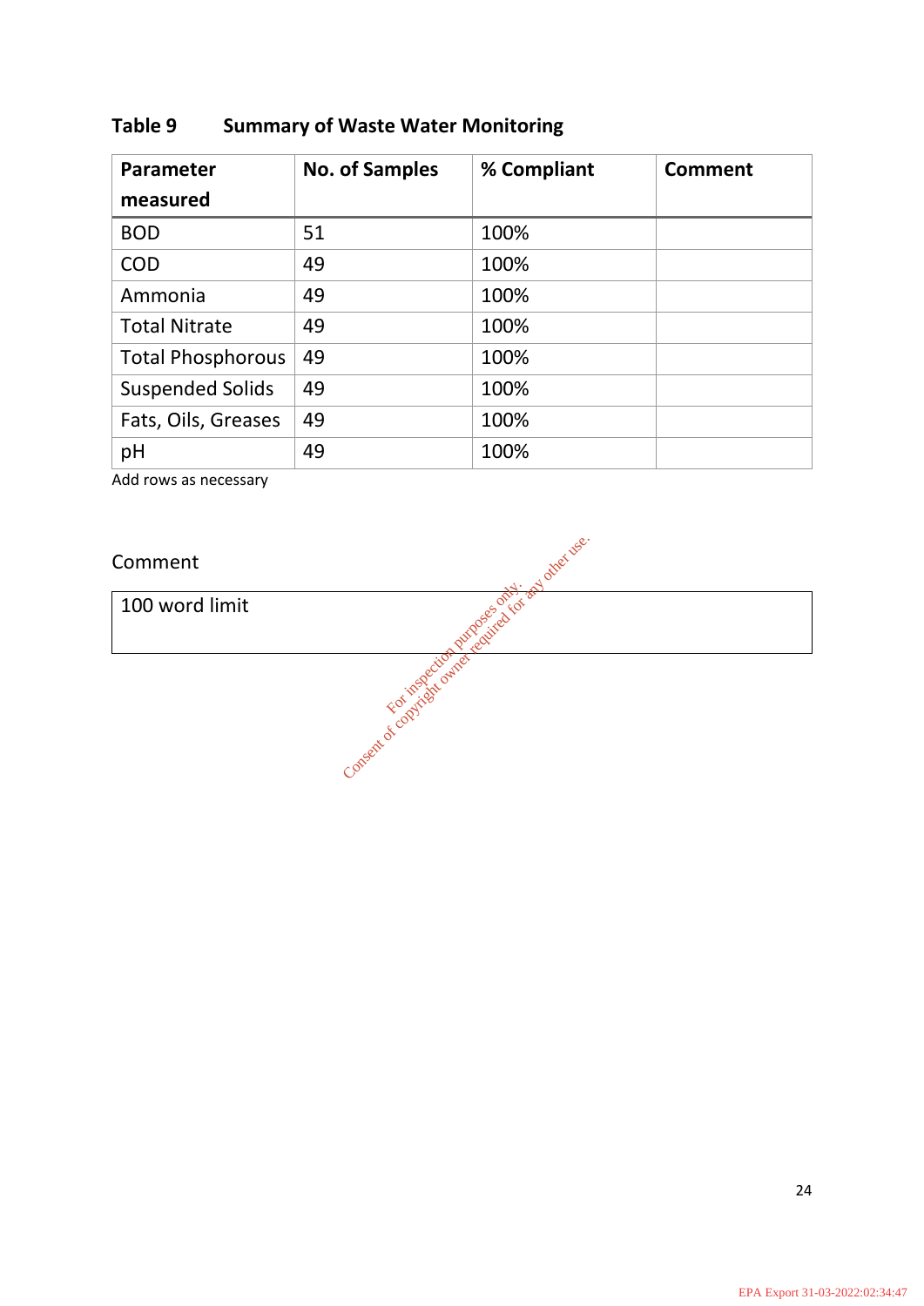**Table 9 Summary of Waste Water Monitoring**

| Parameter measured | No. of Samples | % Compliant | Comment |
|---|---|---|---|
| BOD | 51 | 100% | |
| COD | 49 | 100% | |
| Ammonia | 49 | 100% | |
| Total Nitrate | 49 | 100% | |
| Total Phosphorous | 49 | 100% | |
| Suspended Solids | 49 | 100% | |
| Fats, Oils, Greases | 49 | 100% | |
| pH | 49 | 100% | |

Add rows as necessary

Comment

| 100 word limit |
|---|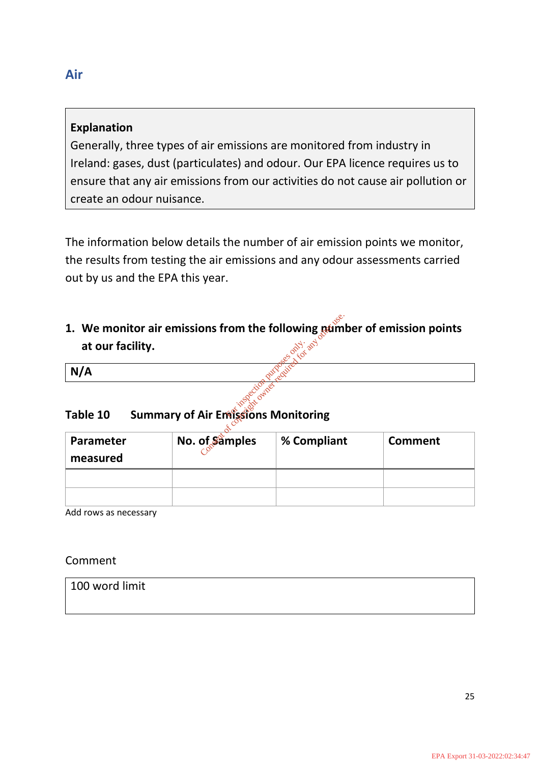## Air

**Explanation**
Generally, three types of air emissions are monitored from industry in Ireland: gases, dust (particulates) and odour. Our EPA licence requires us to ensure that any air emissions from our activities do not cause air pollution or create an odour nuisance.

The information below details the number of air emission points we monitor, the results from testing the air emissions and any odour assessments carried out by us and the EPA this year.

1. **We monitor air emissions from the following number of emission points at our facility.**

| N/A |
|---|

**Table 10 Summary of Air Emissions Monitoring**

| Parameter measured | No. of Samples | % Compliant | Comment |
|---|---|---|---|
| | | | |
| | | | |

Add rows as necessary

Comment

| 100 word limit |
|---|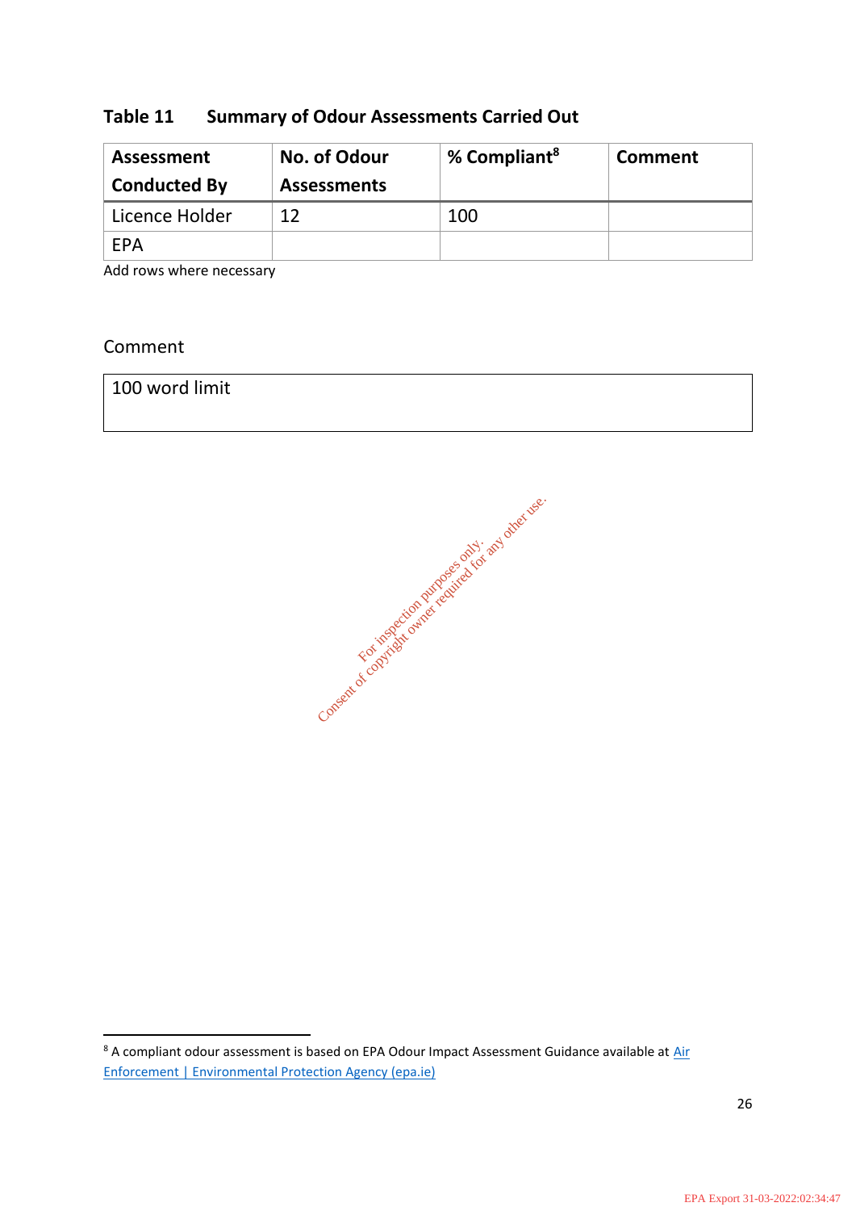**Table 11 Summary of Odour Assessments Carried Out**

| Assessment Conducted By | No. of Odour Assessments | % Compliant[8] | Comment |
|---|---|---|---|
| Licence Holder | 12 | 100 | |
| EPA | | | |

Add rows where necessary

Comment

| 100 word limit |
|---|

For inspection purposes only. Consent of copyright owner required for any other use.

[8] A compliant odour assessment is based on EPA Odour Impact Assessment Guidance available at Air Enforcement | Environmental Protection Agency (epa.ie)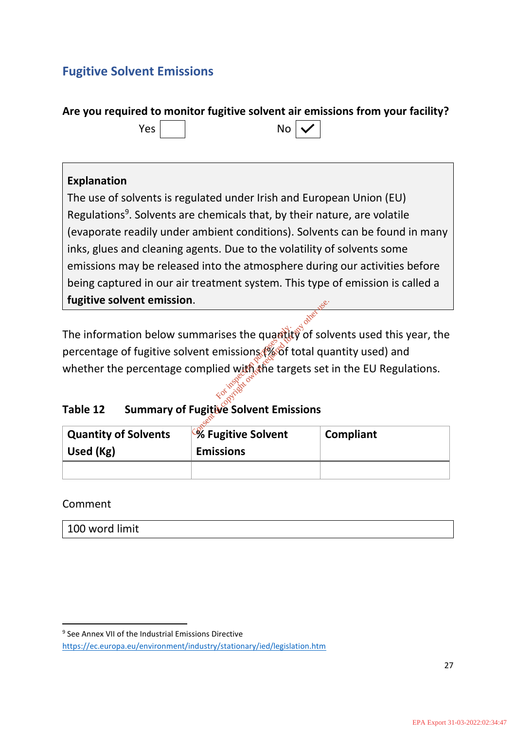## Fugitive Solvent Emissions

**Are you required to monitor fugitive solvent air emissions from your facility?**

Yes ☐ No ☑

> **Explanation**
> The use of solvents is regulated under Irish and European Union (EU) Regulations[9]. Solvents are chemicals that, by their nature, are volatile (evaporate readily under ambient conditions). Solvents can be found in many inks, glues and cleaning agents. Due to the volatility of solvents some emissions may be released into the atmosphere during our activities before being captured in our air treatment system. This type of emission is called a **fugitive solvent emission**.

The information below summarises the quantity of solvents used this year, the percentage of fugitive solvent emissions (% of total quantity used) and whether the percentage complied with the targets set in the EU Regulations.

**Table 12 Summary of Fugitive Solvent Emissions**

| Quantity of Solvents Used (Kg) | % Fugitive Solvent Emissions | Compliant |
|---|---|---|
| | | |

Comment

100 word limit

---

[9] See Annex VII of the Industrial Emissions Directive https://ec.europa.eu/environment/industry/stationary/ied/legislation.htm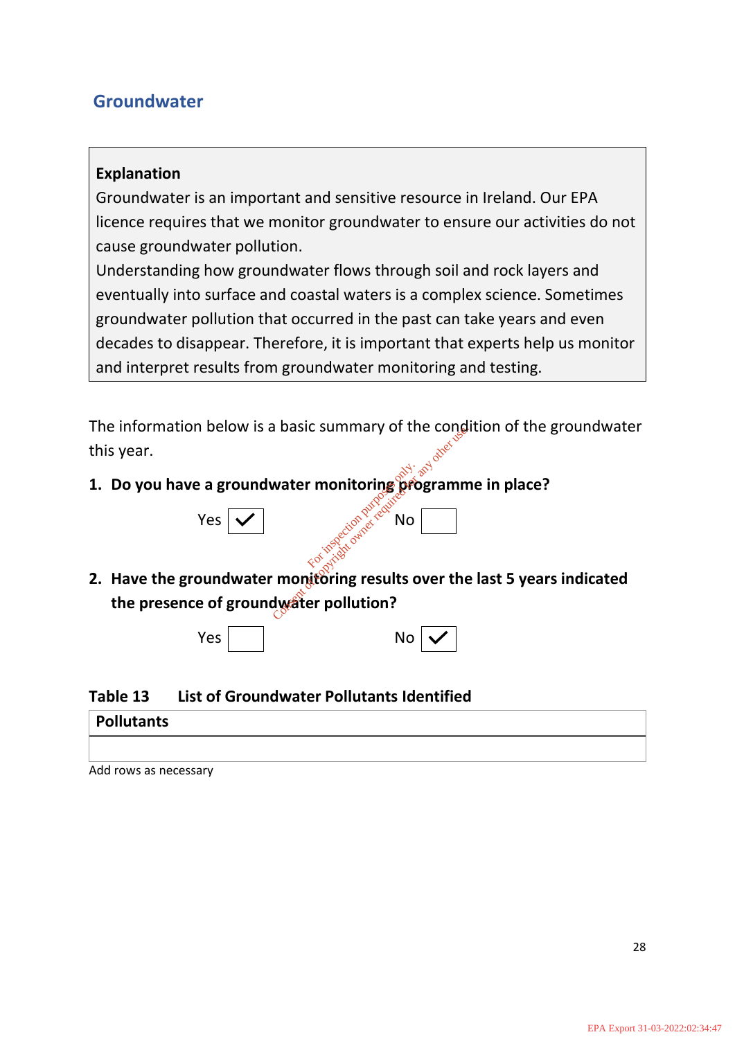## Groundwater

**Explanation**

Groundwater is an important and sensitive resource in Ireland. Our EPA licence requires that we monitor groundwater to ensure our activities do not cause groundwater pollution.

Understanding how groundwater flows through soil and rock layers and eventually into surface and coastal waters is a complex science. Sometimes groundwater pollution that occurred in the past can take years and even decades to disappear. Therefore, it is important that experts help us monitor and interpret results from groundwater monitoring and testing.

The information below is a basic summary of the condition of the groundwater this year.

1. **Do you have a groundwater monitoring programme in place?**

   Yes ☑ No ☐

2. **Have the groundwater monitoring results over the last 5 years indicated the presence of groundwater pollution?**

   Yes ☐ No ☑

**Table 13 List of Groundwater Pollutants Identified**

| Pollutants |
| --- |
| |

Add rows as necessary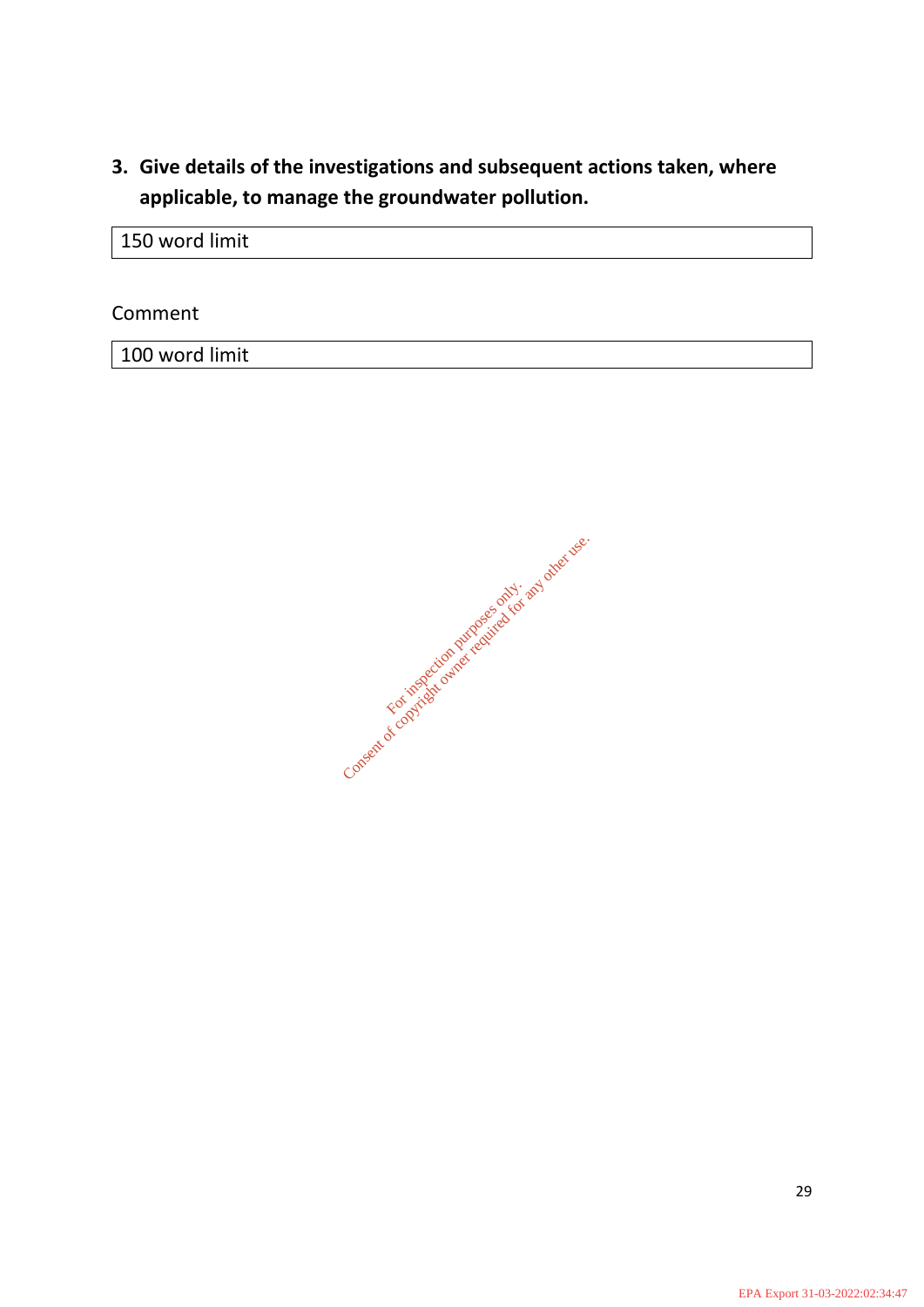**3. Give details of the investigations and subsequent actions taken, where applicable, to manage the groundwater pollution.**

| 150 word limit |
|---|

Comment

| 100 word limit |
|---|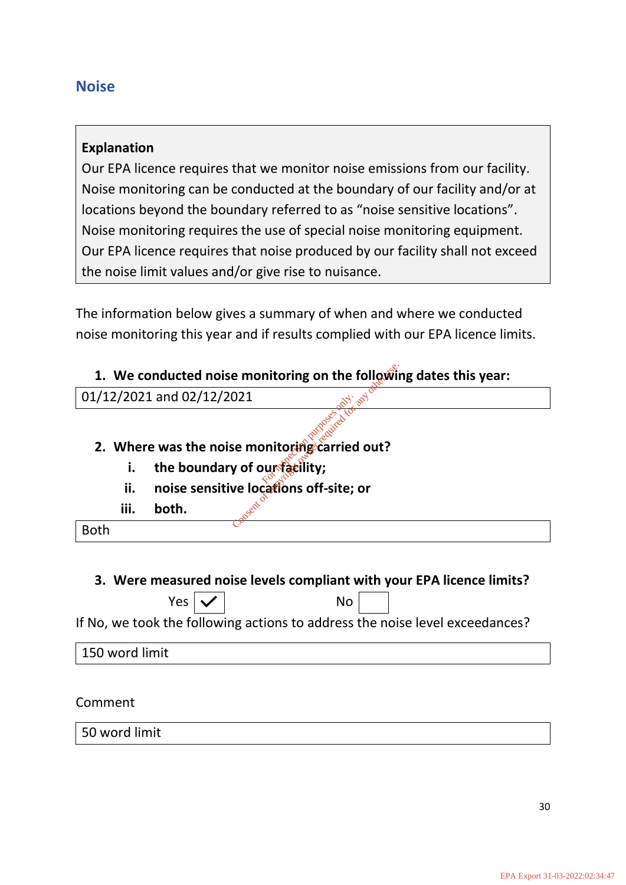## Noise

> **Explanation**
> Our EPA licence requires that we monitor noise emissions from our facility. Noise monitoring can be conducted at the boundary of our facility and/or at locations beyond the boundary referred to as "noise sensitive locations". Noise monitoring requires the use of special noise monitoring equipment. Our EPA licence requires that noise produced by our facility shall not exceed the noise limit values and/or give rise to nuisance.

The information below gives a summary of when and where we conducted noise monitoring this year and if results complied with our EPA licence limits.

1. **We conducted noise monitoring on the following dates this year:**

| 01/12/2021 and 02/12/2021 |
|---|

2. **Where was the noise monitoring carried out?**
   i. **the boundary of our facility;**
   ii. **noise sensitive locations off-site; or**
   iii. **both.**

| Both |
|---|

3. **Were measured noise levels compliant with your EPA licence limits?**

Yes ☑ No ☐

If No, we took the following actions to address the noise level exceedances?

| 150 word limit |
|---|

Comment

| 50 word limit |
|---|

For inspection purposes only. Consent of copyright owner required for any other use.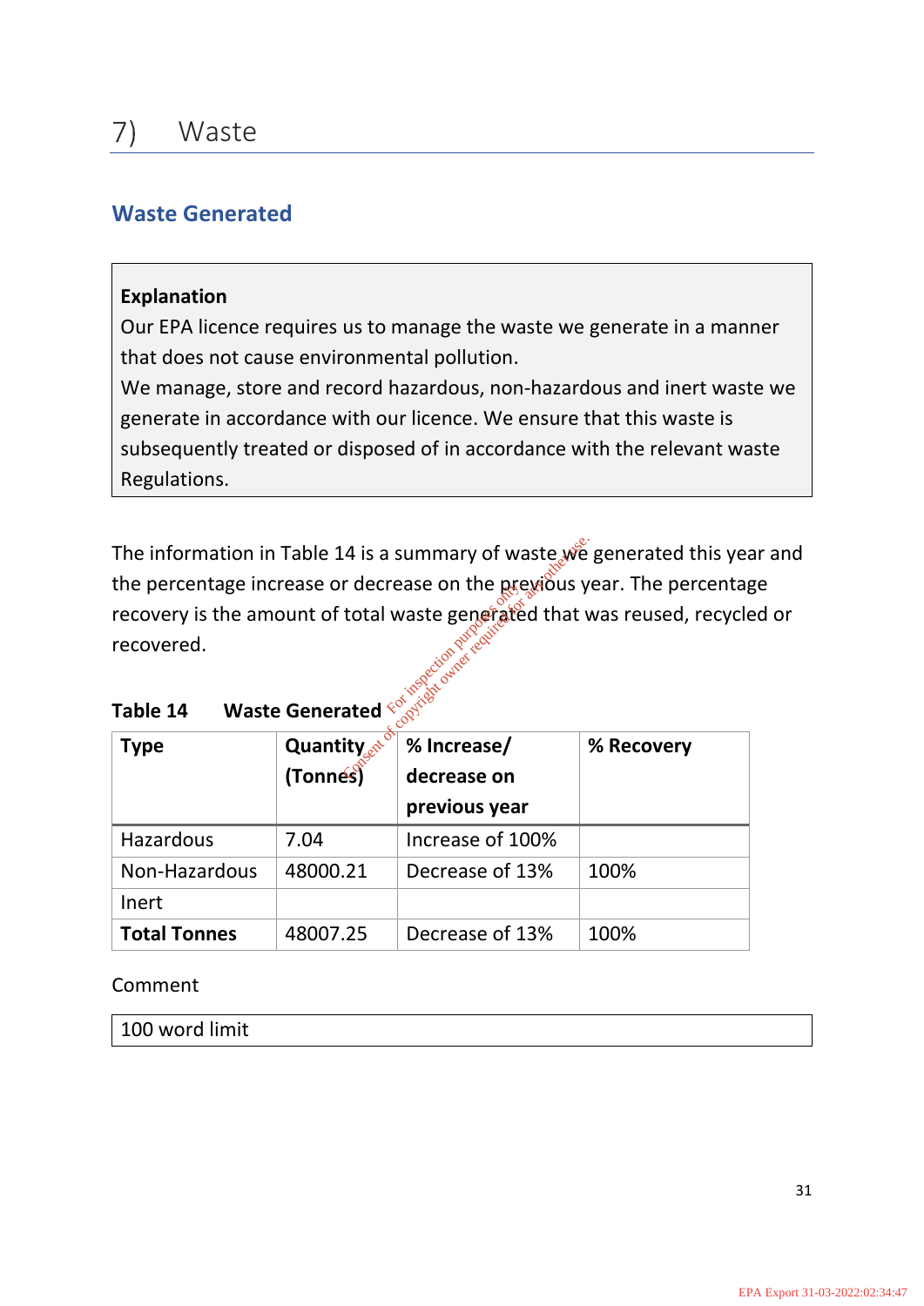# 7) Waste

## Waste Generated

**Explanation**
Our EPA licence requires us to manage the waste we generate in a manner that does not cause environmental pollution.
We manage, store and record hazardous, non-hazardous and inert waste we generate in accordance with our licence. We ensure that this waste is subsequently treated or disposed of in accordance with the relevant waste Regulations.

The information in Table 14 is a summary of waste we generated this year and the percentage increase or decrease on the previous year. The percentage recovery is the amount of total waste generated that was reused, recycled or recovered.

**Table 14 Waste Generated**

| Type | Quantity (Tonnes) | % Increase/ decrease on previous year | % Recovery |
|---|---|---|---|
| Hazardous | 7.04 | Increase of 100% | |
| Non-Hazardous | 48000.21 | Decrease of 13% | 100% |
| Inert | | | |
| **Total Tonnes** | 48007.25 | Decrease of 13% | 100% |

Comment

| 100 word limit |
|---|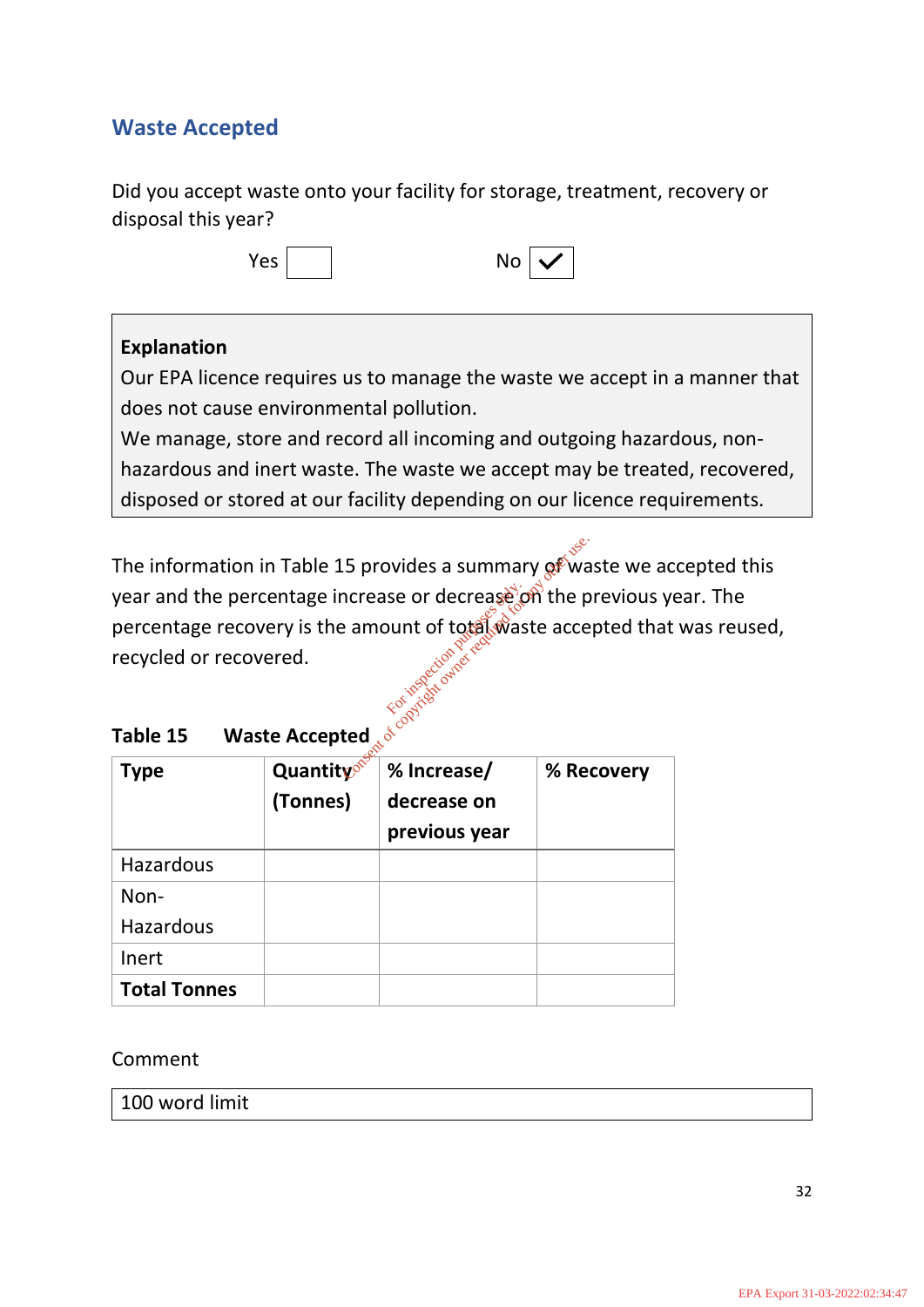## Waste Accepted

Did you accept waste onto your facility for storage, treatment, recovery or disposal this year?

Yes ☐ No ☑

**Explanation**
Our EPA licence requires us to manage the waste we accept in a manner that does not cause environmental pollution.
We manage, store and record all incoming and outgoing hazardous, non-hazardous and inert waste. The waste we accept may be treated, recovered, disposed or stored at our facility depending on our licence requirements.

The information in Table 15 provides a summary of waste we accepted this year and the percentage increase or decrease on the previous year. The percentage recovery is the amount of total waste accepted that was reused, recycled or recovered.

**Table 15 Waste Accepted**

| **Type** | **Quantity (Tonnes)** | **% Increase/ decrease on previous year** | **% Recovery** |
|---|---|---|---|
| Hazardous | | | |
| Non-Hazardous | | | |
| Inert | | | |
| **Total Tonnes** | | | |

Comment

| 100 word limit |
|---|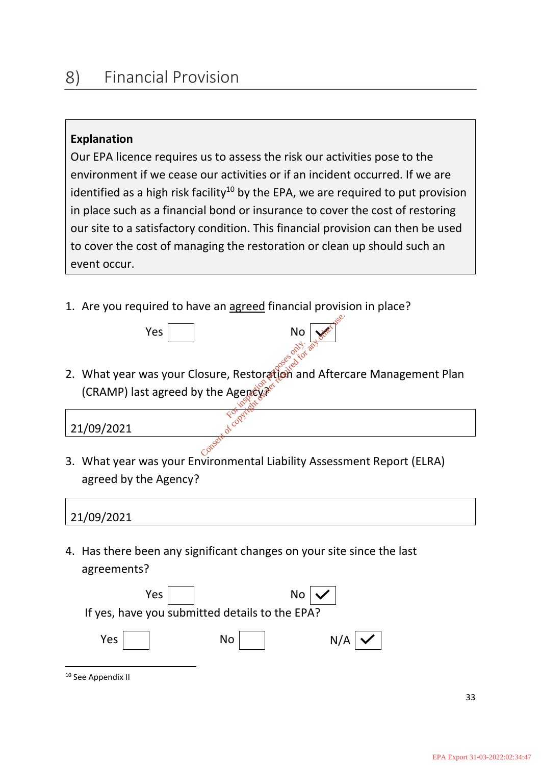## 8) Financial Provision

> **Explanation**
> Our EPA licence requires us to assess the risk our activities pose to the environment if we cease our activities or if an incident occurred. If we are identified as a high risk facility[10] by the EPA, we are required to put provision in place such as a financial bond or insurance to cover the cost of restoring our site to a satisfactory condition. This financial provision can then be used to cover the cost of managing the restoration or clean up should such an event occur.

1. Are you required to have an agreed financial provision in place?

   Yes ☐ No ☑

2. What year was your Closure, Restoration and Aftercare Management Plan (CRAMP) last agreed by the Agency?

   | 21/09/2021 |
   |---|

3. What year was your Environmental Liability Assessment Report (ELRA) agreed by the Agency?

   | 21/09/2021 |
   |---|

4. Has there been any significant changes on your site since the last agreements?

   Yes ☐ No ☑

   If yes, have you submitted details to the EPA?

   Yes ☐ No ☐ N/A ☑

---

[10] See Appendix II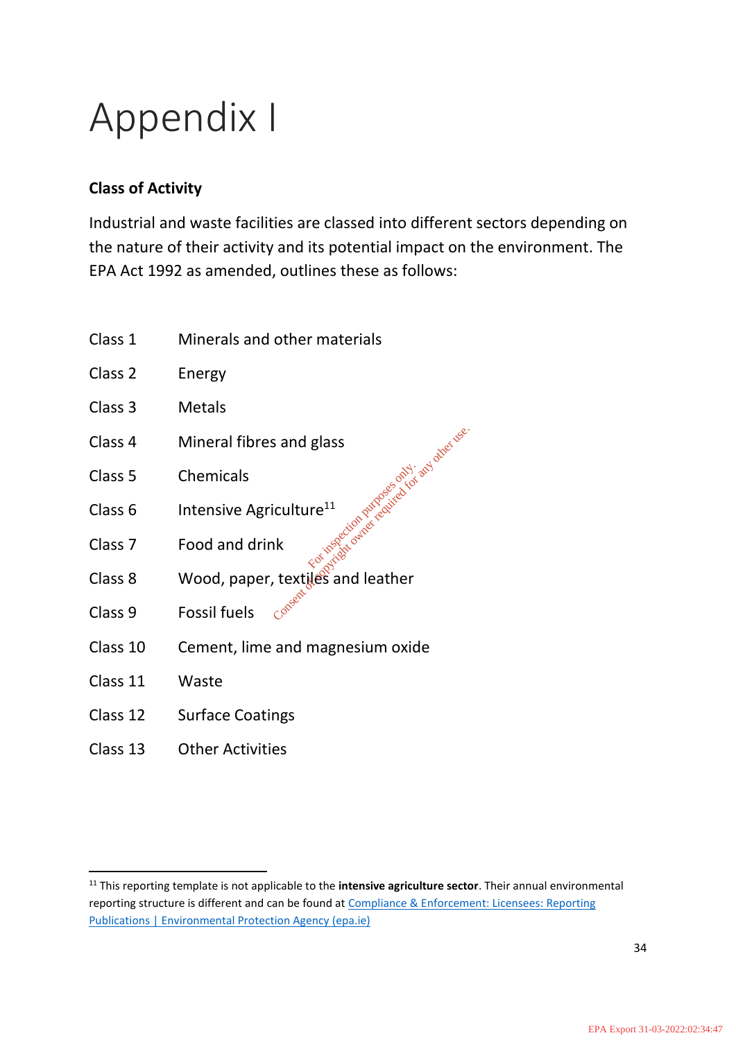# Appendix I

**Class of Activity**

Industrial and waste facilities are classed into different sectors depending on the nature of their activity and its potential impact on the environment. The EPA Act 1992 as amended, outlines these as follows:

| | |
|---|---|
| Class 1 | Minerals and other materials |
| Class 2 | Energy |
| Class 3 | Metals |
| Class 4 | Mineral fibres and glass |
| Class 5 | Chemicals |
| Class 6 | Intensive Agriculture[11] |
| Class 7 | Food and drink |
| Class 8 | Wood, paper, textiles and leather |
| Class 9 | Fossil fuels |
| Class 10 | Cement, lime and magnesium oxide |
| Class 11 | Waste |
| Class 12 | Surface Coatings |
| Class 13 | Other Activities |

[11] This reporting template is not applicable to the **intensive agriculture sector**. Their annual environmental reporting structure is different and can be found at Compliance & Enforcement: Licensees: Reporting Publications | Environmental Protection Agency (epa.ie)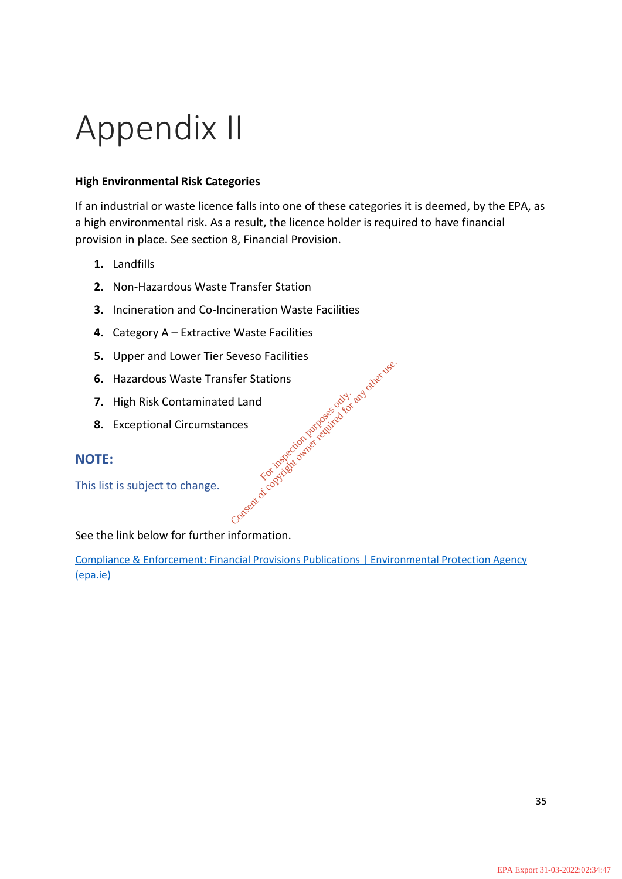# Appendix II

**High Environmental Risk Categories**

If an industrial or waste licence falls into one of these categories it is deemed, by the EPA, as a high environmental risk. As a result, the licence holder is required to have financial provision in place. See section 8, Financial Provision.

1. Landfills
2. Non-Hazardous Waste Transfer Station
3. Incineration and Co-Incineration Waste Facilities
4. Category A – Extractive Waste Facilities
5. Upper and Lower Tier Seveso Facilities
6. Hazardous Waste Transfer Stations
7. High Risk Contaminated Land
8. Exceptional Circumstances

## NOTE:

This list is subject to change.

See the link below for further information.

Compliance & Enforcement: Financial Provisions Publications | Environmental Protection Agency (epa.ie)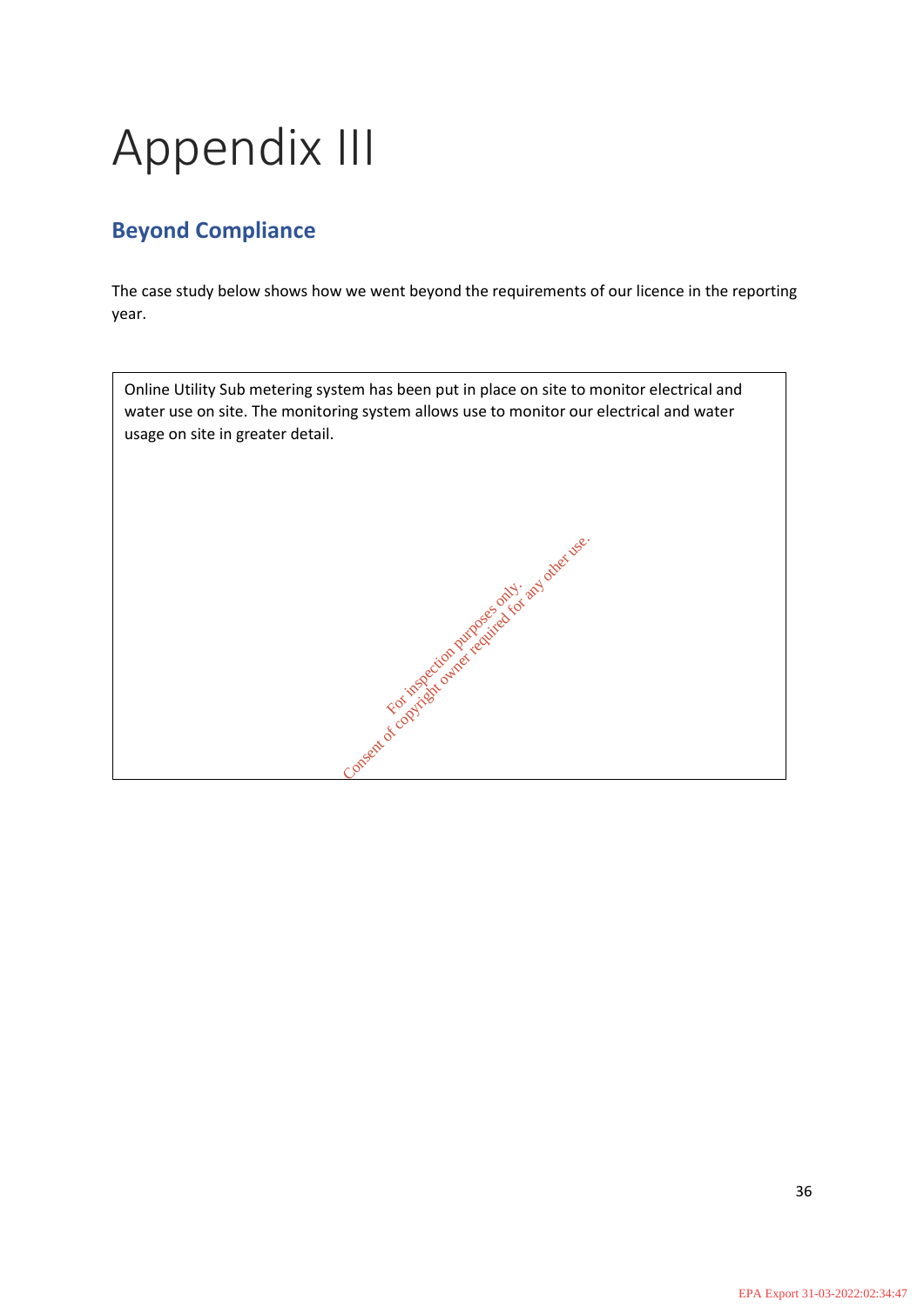# Appendix III

## Beyond Compliance

The case study below shows how we went beyond the requirements of our licence in the reporting year.

| |
|---|
| Online Utility Sub metering system has been put in place on site to monitor electrical and water use on site. The monitoring system allows use to monitor our electrical and water usage on site in greater detail. |